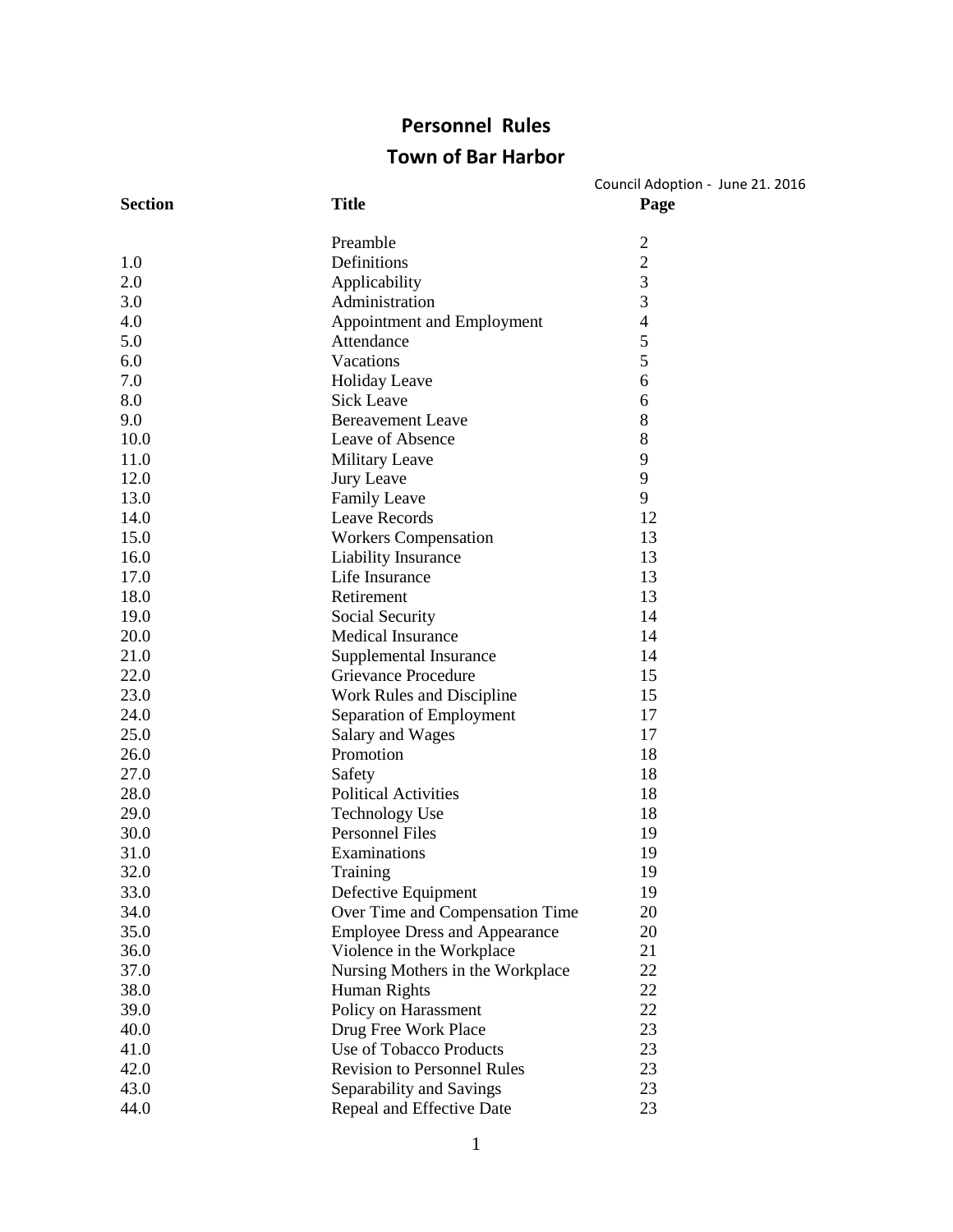# Personnel Rules

# Town of Bar Harbor

Council Adoption - June 21. 2016

| Section | Title | Page |
|---|---|---|
| | Preamble | 2 |
| 1.0 | Definitions | 2 |
| 2.0 | Applicability | 3 |
| 3.0 | Administration | 3 |
| 4.0 | Appointment and Employment | 4 |
| 5.0 | Attendance | 5 |
| 6.0 | Vacations | 5 |
| 7.0 | Holiday Leave | 6 |
| 8.0 | Sick Leave | 6 |
| 9.0 | Bereavement Leave | 8 |
| 10.0 | Leave of Absence | 8 |
| 11.0 | Military Leave | 9 |
| 12.0 | Jury Leave | 9 |
| 13.0 | Family Leave | 9 |
| 14.0 | Leave Records | 12 |
| 15.0 | Workers Compensation | 13 |
| 16.0 | Liability Insurance | 13 |
| 17.0 | Life Insurance | 13 |
| 18.0 | Retirement | 13 |
| 19.0 | Social Security | 14 |
| 20.0 | Medical Insurance | 14 |
| 21.0 | Supplemental Insurance | 14 |
| 22.0 | Grievance Procedure | 15 |
| 23.0 | Work Rules and Discipline | 15 |
| 24.0 | Separation of Employment | 17 |
| 25.0 | Salary and Wages | 17 |
| 26.0 | Promotion | 18 |
| 27.0 | Safety | 18 |
| 28.0 | Political Activities | 18 |
| 29.0 | Technology Use | 18 |
| 30.0 | Personnel Files | 19 |
| 31.0 | Examinations | 19 |
| 32.0 | Training | 19 |
| 33.0 | Defective Equipment | 19 |
| 34.0 | Over Time and Compensation Time | 20 |
| 35.0 | Employee Dress and Appearance | 20 |
| 36.0 | Violence in the Workplace | 21 |
| 37.0 | Nursing Mothers in the Workplace | 22 |
| 38.0 | Human Rights | 22 |
| 39.0 | Policy on Harassment | 22 |
| 40.0 | Drug Free Work Place | 23 |
| 41.0 | Use of Tobacco Products | 23 |
| 42.0 | Revision to Personnel Rules | 23 |
| 43.0 | Separability and Savings | 23 |
| 44.0 | Repeal and Effective Date | 23 |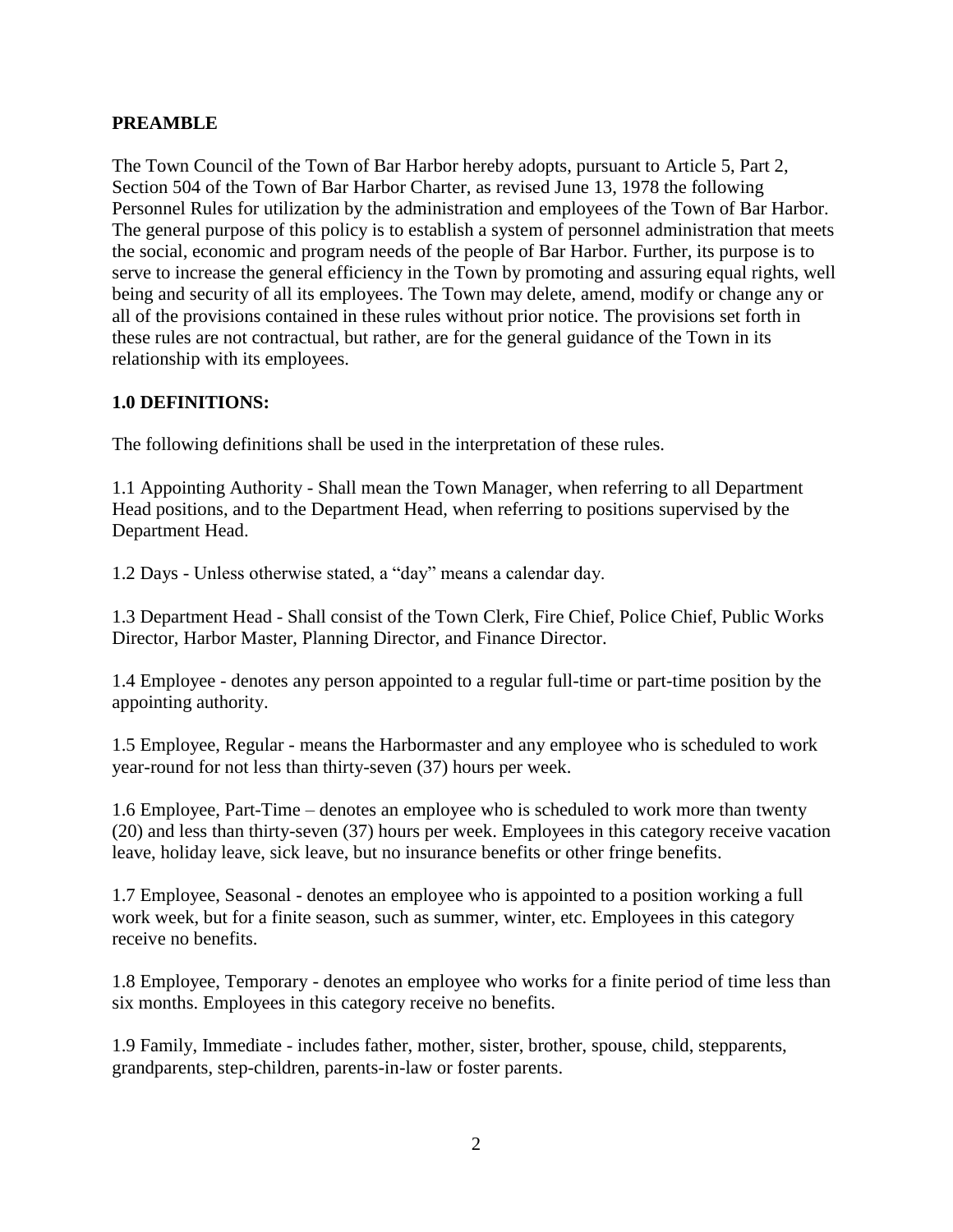## PREAMBLE

The Town Council of the Town of Bar Harbor hereby adopts, pursuant to Article 5, Part 2, Section 504 of the Town of Bar Harbor Charter, as revised June 13, 1978 the following Personnel Rules for utilization by the administration and employees of the Town of Bar Harbor. The general purpose of this policy is to establish a system of personnel administration that meets the social, economic and program needs of the people of Bar Harbor. Further, its purpose is to serve to increase the general efficiency in the Town by promoting and assuring equal rights, well being and security of all its employees. The Town may delete, amend, modify or change any or all of the provisions contained in these rules without prior notice. The provisions set forth in these rules are not contractual, but rather, are for the general guidance of the Town in its relationship with its employees.

## 1.0 DEFINITIONS:

The following definitions shall be used in the interpretation of these rules.

1.1 Appointing Authority - Shall mean the Town Manager, when referring to all Department Head positions, and to the Department Head, when referring to positions supervised by the Department Head.

1.2 Days - Unless otherwise stated, a “day” means a calendar day.

1.3 Department Head - Shall consist of the Town Clerk, Fire Chief, Police Chief, Public Works Director, Harbor Master, Planning Director, and Finance Director.

1.4 Employee - denotes any person appointed to a regular full-time or part-time position by the appointing authority.

1.5 Employee, Regular - means the Harbormaster and any employee who is scheduled to work year-round for not less than thirty-seven (37) hours per week.

1.6 Employee, Part-Time – denotes an employee who is scheduled to work more than twenty (20) and less than thirty-seven (37) hours per week. Employees in this category receive vacation leave, holiday leave, sick leave, but no insurance benefits or other fringe benefits.

1.7 Employee, Seasonal - denotes an employee who is appointed to a position working a full work week, but for a finite season, such as summer, winter, etc. Employees in this category receive no benefits.

1.8 Employee, Temporary - denotes an employee who works for a finite period of time less than six months. Employees in this category receive no benefits.

1.9 Family, Immediate - includes father, mother, sister, brother, spouse, child, stepparents, grandparents, step-children, parents-in-law or foster parents.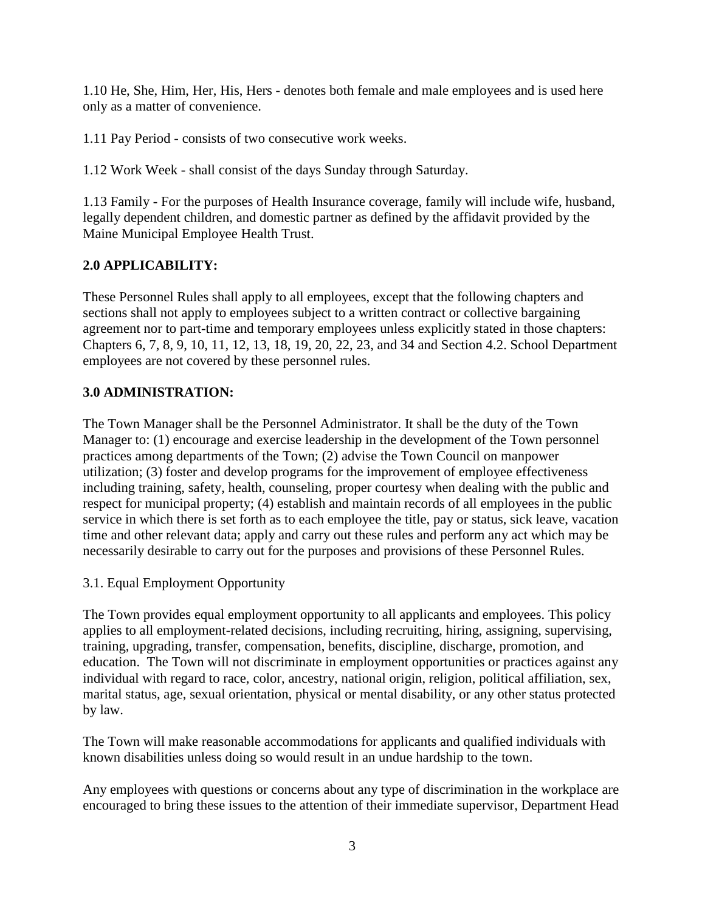1.10 He, She, Him, Her, His, Hers - denotes both female and male employees and is used here only as a matter of convenience.

1.11 Pay Period - consists of two consecutive work weeks.

1.12 Work Week - shall consist of the days Sunday through Saturday.

1.13 Family - For the purposes of Health Insurance coverage, family will include wife, husband, legally dependent children, and domestic partner as defined by the affidavit provided by the Maine Municipal Employee Health Trust.

## 2.0 APPLICABILITY:

These Personnel Rules shall apply to all employees, except that the following chapters and sections shall not apply to employees subject to a written contract or collective bargaining agreement nor to part-time and temporary employees unless explicitly stated in those chapters: Chapters 6, 7, 8, 9, 10, 11, 12, 13, 18, 19, 20, 22, 23, and 34 and Section 4.2. School Department employees are not covered by these personnel rules.

## 3.0 ADMINISTRATION:

The Town Manager shall be the Personnel Administrator. It shall be the duty of the Town Manager to: (1) encourage and exercise leadership in the development of the Town personnel practices among departments of the Town; (2) advise the Town Council on manpower utilization; (3) foster and develop programs for the improvement of employee effectiveness including training, safety, health, counseling, proper courtesy when dealing with the public and respect for municipal property; (4) establish and maintain records of all employees in the public service in which there is set forth as to each employee the title, pay or status, sick leave, vacation time and other relevant data; apply and carry out these rules and perform any act which may be necessarily desirable to carry out for the purposes and provisions of these Personnel Rules.

3.1. Equal Employment Opportunity

The Town provides equal employment opportunity to all applicants and employees. This policy applies to all employment-related decisions, including recruiting, hiring, assigning, supervising, training, upgrading, transfer, compensation, benefits, discipline, discharge, promotion, and education. The Town will not discriminate in employment opportunities or practices against any individual with regard to race, color, ancestry, national origin, religion, political affiliation, sex, marital status, age, sexual orientation, physical or mental disability, or any other status protected by law.

The Town will make reasonable accommodations for applicants and qualified individuals with known disabilities unless doing so would result in an undue hardship to the town.

Any employees with questions or concerns about any type of discrimination in the workplace are encouraged to bring these issues to the attention of their immediate supervisor, Department Head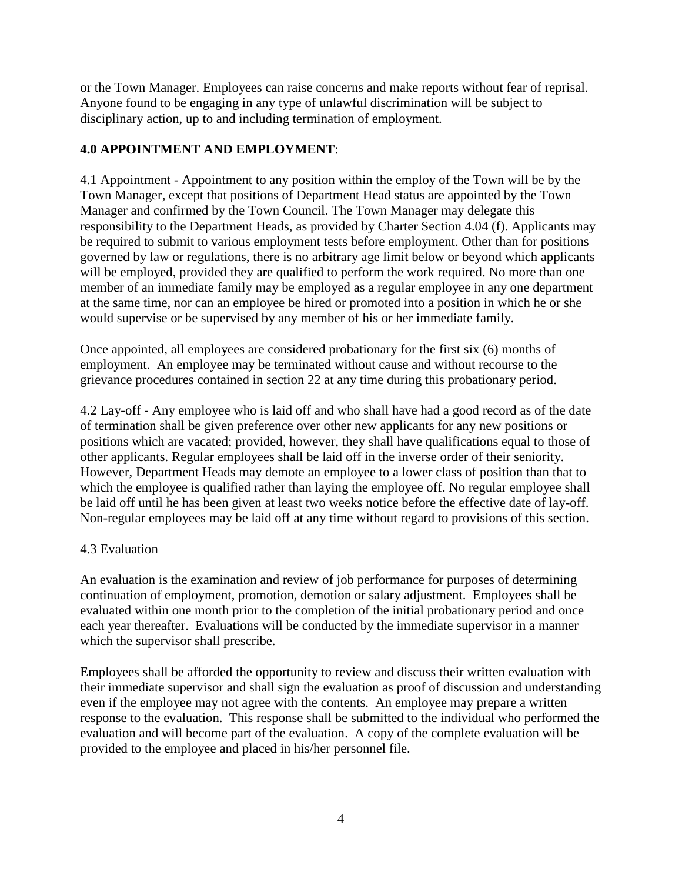or the Town Manager. Employees can raise concerns and make reports without fear of reprisal. Anyone found to be engaging in any type of unlawful discrimination will be subject to disciplinary action, up to and including termination of employment.

## 4.0 APPOINTMENT AND EMPLOYMENT:

4.1 Appointment - Appointment to any position within the employ of the Town will be by the Town Manager, except that positions of Department Head status are appointed by the Town Manager and confirmed by the Town Council. The Town Manager may delegate this responsibility to the Department Heads, as provided by Charter Section 4.04 (f). Applicants may be required to submit to various employment tests before employment. Other than for positions governed by law or regulations, there is no arbitrary age limit below or beyond which applicants will be employed, provided they are qualified to perform the work required. No more than one member of an immediate family may be employed as a regular employee in any one department at the same time, nor can an employee be hired or promoted into a position in which he or she would supervise or be supervised by any member of his or her immediate family.

Once appointed, all employees are considered probationary for the first six (6) months of employment. An employee may be terminated without cause and without recourse to the grievance procedures contained in section 22 at any time during this probationary period.

4.2 Lay-off - Any employee who is laid off and who shall have had a good record as of the date of termination shall be given preference over other new applicants for any new positions or positions which are vacated; provided, however, they shall have qualifications equal to those of other applicants. Regular employees shall be laid off in the inverse order of their seniority. However, Department Heads may demote an employee to a lower class of position than that to which the employee is qualified rather than laying the employee off. No regular employee shall be laid off until he has been given at least two weeks notice before the effective date of lay-off. Non-regular employees may be laid off at any time without regard to provisions of this section.

4.3 Evaluation

An evaluation is the examination and review of job performance for purposes of determining continuation of employment, promotion, demotion or salary adjustment. Employees shall be evaluated within one month prior to the completion of the initial probationary period and once each year thereafter. Evaluations will be conducted by the immediate supervisor in a manner which the supervisor shall prescribe.

Employees shall be afforded the opportunity to review and discuss their written evaluation with their immediate supervisor and shall sign the evaluation as proof of discussion and understanding even if the employee may not agree with the contents. An employee may prepare a written response to the evaluation. This response shall be submitted to the individual who performed the evaluation and will become part of the evaluation. A copy of the complete evaluation will be provided to the employee and placed in his/her personnel file.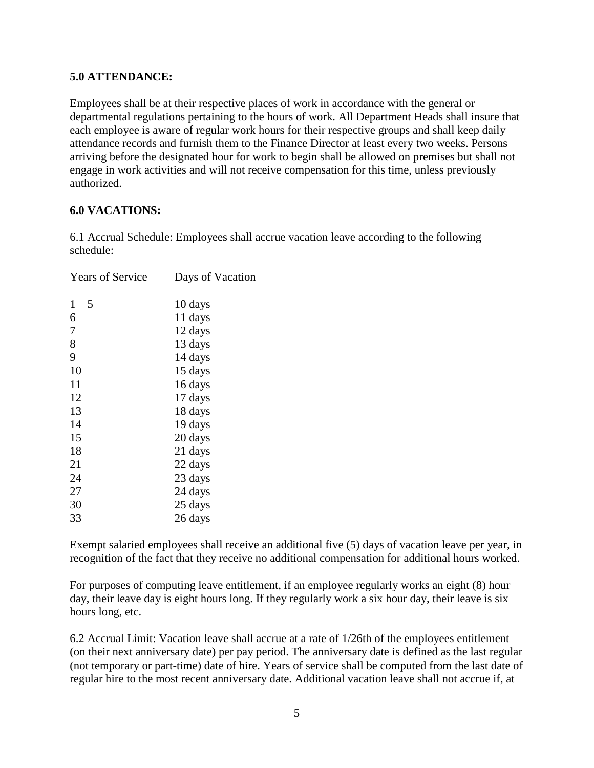**5.0 ATTENDANCE:**

Employees shall be at their respective places of work in accordance with the general or departmental regulations pertaining to the hours of work. All Department Heads shall insure that each employee is aware of regular work hours for their respective groups and shall keep daily attendance records and furnish them to the Finance Director at least every two weeks. Persons arriving before the designated hour for work to begin shall be allowed on premises but shall not engage in work activities and will not receive compensation for this time, unless previously authorized.

**6.0 VACATIONS:**

6.1 Accrual Schedule: Employees shall accrue vacation leave according to the following schedule:

| Years of Service | Days of Vacation |
|---|---|
| 1 – 5 | 10 days |
| 6 | 11 days |
| 7 | 12 days |
| 8 | 13 days |
| 9 | 14 days |
| 10 | 15 days |
| 11 | 16 days |
| 12 | 17 days |
| 13 | 18 days |
| 14 | 19 days |
| 15 | 20 days |
| 18 | 21 days |
| 21 | 22 days |
| 24 | 23 days |
| 27 | 24 days |
| 30 | 25 days |
| 33 | 26 days |

Exempt salaried employees shall receive an additional five (5) days of vacation leave per year, in recognition of the fact that they receive no additional compensation for additional hours worked.

For purposes of computing leave entitlement, if an employee regularly works an eight (8) hour day, their leave day is eight hours long. If they regularly work a six hour day, their leave is six hours long, etc.

6.2 Accrual Limit: Vacation leave shall accrue at a rate of 1/26th of the employees entitlement (on their next anniversary date) per pay period. The anniversary date is defined as the last regular (not temporary or part-time) date of hire. Years of service shall be computed from the last date of regular hire to the most recent anniversary date. Additional vacation leave shall not accrue if, at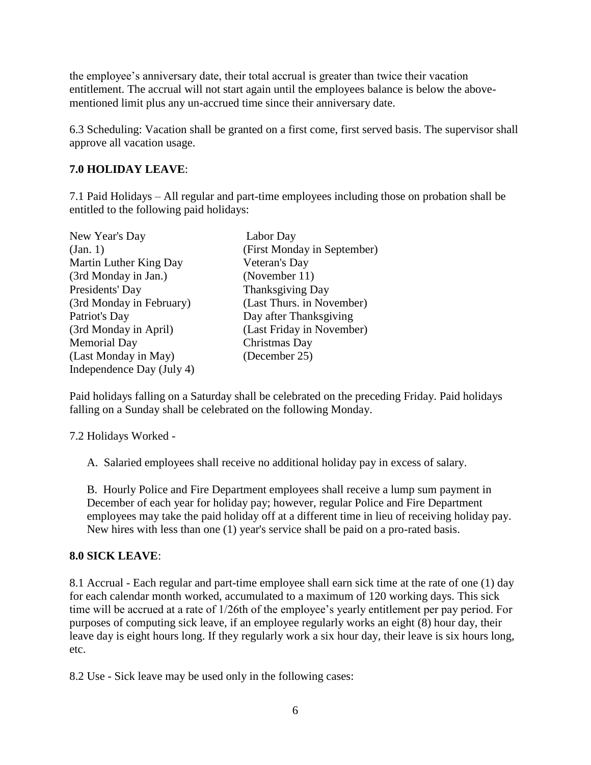the employee's anniversary date, their total accrual is greater than twice their vacation entitlement. The accrual will not start again until the employees balance is below the above-mentioned limit plus any un-accrued time since their anniversary date.

6.3 Scheduling: Vacation shall be granted on a first come, first served basis. The supervisor shall approve all vacation usage.

**7.0 HOLIDAY LEAVE**:

7.1 Paid Holidays – All regular and part-time employees including those on probation shall be entitled to the following paid holidays:

| | |
|---|---|
| New Year's Day (Jan. 1) | Labor Day (First Monday in September) |
| Martin Luther King Day (3rd Monday in Jan.) | Veteran's Day (November 11) |
| Presidents' Day (3rd Monday in February) | Thanksgiving Day (Last Thurs. in November) |
| Patriot's Day (3rd Monday in April) | Day after Thanksgiving (Last Friday in November) |
| Memorial Day (Last Monday in May) | Christmas Day (December 25) |
| Independence Day (July 4) | |

Paid holidays falling on a Saturday shall be celebrated on the preceding Friday. Paid holidays falling on a Sunday shall be celebrated on the following Monday.

7.2 Holidays Worked -

A. Salaried employees shall receive no additional holiday pay in excess of salary.

B. Hourly Police and Fire Department employees shall receive a lump sum payment in December of each year for holiday pay; however, regular Police and Fire Department employees may take the paid holiday off at a different time in lieu of receiving holiday pay. New hires with less than one (1) year's service shall be paid on a pro-rated basis.

**8.0 SICK LEAVE**:

8.1 Accrual - Each regular and part-time employee shall earn sick time at the rate of one (1) day for each calendar month worked, accumulated to a maximum of 120 working days. This sick time will be accrued at a rate of 1/26th of the employee's yearly entitlement per pay period. For purposes of computing sick leave, if an employee regularly works an eight (8) hour day, their leave day is eight hours long. If they regularly work a six hour day, their leave is six hours long, etc.

8.2 Use - Sick leave may be used only in the following cases: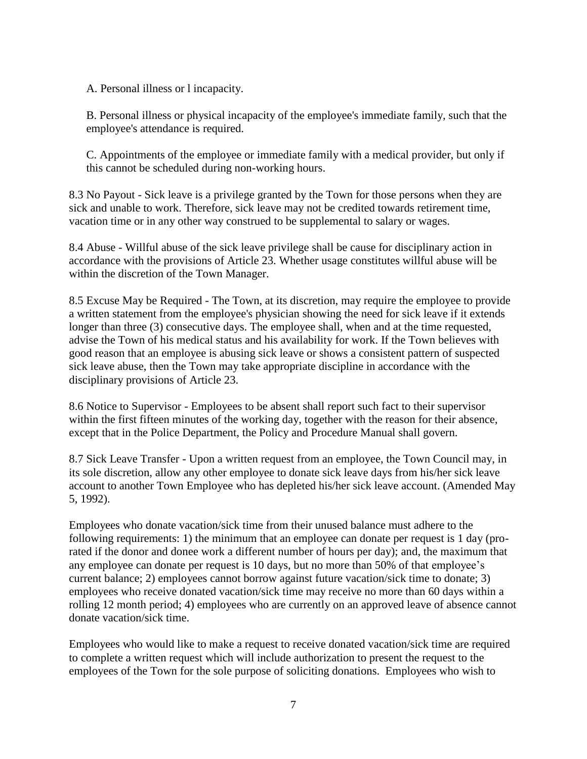A. Personal illness or l incapacity.

B. Personal illness or physical incapacity of the employee's immediate family, such that the employee's attendance is required.

C. Appointments of the employee or immediate family with a medical provider, but only if this cannot be scheduled during non-working hours.

8.3 No Payout - Sick leave is a privilege granted by the Town for those persons when they are sick and unable to work. Therefore, sick leave may not be credited towards retirement time, vacation time or in any other way construed to be supplemental to salary or wages.

8.4 Abuse - Willful abuse of the sick leave privilege shall be cause for disciplinary action in accordance with the provisions of Article 23. Whether usage constitutes willful abuse will be within the discretion of the Town Manager.

8.5 Excuse May be Required - The Town, at its discretion, may require the employee to provide a written statement from the employee's physician showing the need for sick leave if it extends longer than three (3) consecutive days. The employee shall, when and at the time requested, advise the Town of his medical status and his availability for work. If the Town believes with good reason that an employee is abusing sick leave or shows a consistent pattern of suspected sick leave abuse, then the Town may take appropriate discipline in accordance with the disciplinary provisions of Article 23.

8.6 Notice to Supervisor - Employees to be absent shall report such fact to their supervisor within the first fifteen minutes of the working day, together with the reason for their absence, except that in the Police Department, the Policy and Procedure Manual shall govern.

8.7 Sick Leave Transfer - Upon a written request from an employee, the Town Council may, in its sole discretion, allow any other employee to donate sick leave days from his/her sick leave account to another Town Employee who has depleted his/her sick leave account. (Amended May 5, 1992).

Employees who donate vacation/sick time from their unused balance must adhere to the following requirements: 1) the minimum that an employee can donate per request is 1 day (pro-rated if the donor and donee work a different number of hours per day); and, the maximum that any employee can donate per request is 10 days, but no more than 50% of that employee's current balance; 2) employees cannot borrow against future vacation/sick time to donate; 3) employees who receive donated vacation/sick time may receive no more than 60 days within a rolling 12 month period; 4) employees who are currently on an approved leave of absence cannot donate vacation/sick time.

Employees who would like to make a request to receive donated vacation/sick time are required to complete a written request which will include authorization to present the request to the employees of the Town for the sole purpose of soliciting donations. Employees who wish to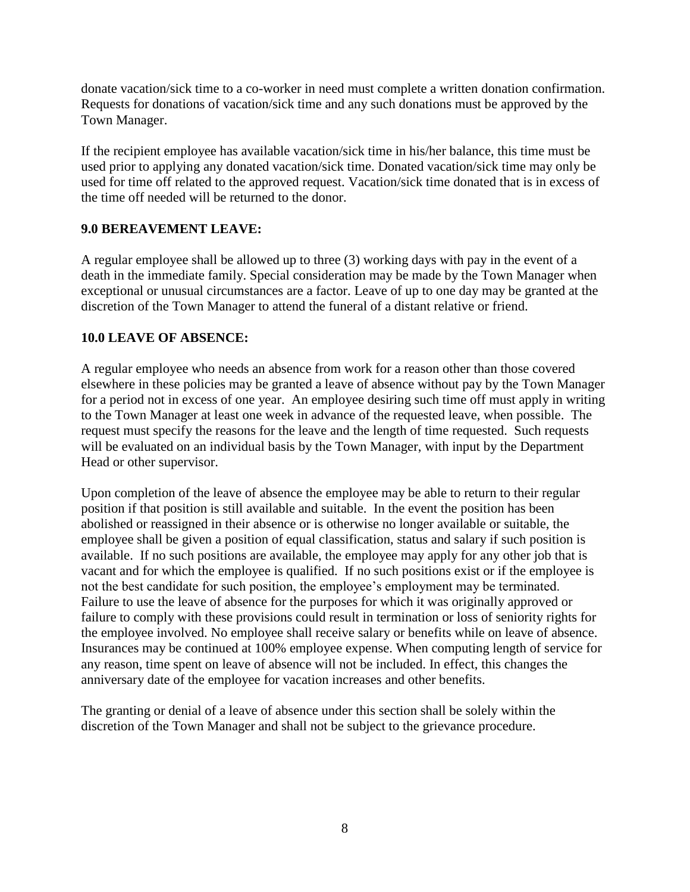donate vacation/sick time to a co-worker in need must complete a written donation confirmation. Requests for donations of vacation/sick time and any such donations must be approved by the Town Manager.

If the recipient employee has available vacation/sick time in his/her balance, this time must be used prior to applying any donated vacation/sick time. Donated vacation/sick time may only be used for time off related to the approved request. Vacation/sick time donated that is in excess of the time off needed will be returned to the donor.

### 9.0 BEREAVEMENT LEAVE:

A regular employee shall be allowed up to three (3) working days with pay in the event of a death in the immediate family. Special consideration may be made by the Town Manager when exceptional or unusual circumstances are a factor. Leave of up to one day may be granted at the discretion of the Town Manager to attend the funeral of a distant relative or friend.

### 10.0 LEAVE OF ABSENCE:

A regular employee who needs an absence from work for a reason other than those covered elsewhere in these policies may be granted a leave of absence without pay by the Town Manager for a period not in excess of one year. An employee desiring such time off must apply in writing to the Town Manager at least one week in advance of the requested leave, when possible. The request must specify the reasons for the leave and the length of time requested. Such requests will be evaluated on an individual basis by the Town Manager, with input by the Department Head or other supervisor.

Upon completion of the leave of absence the employee may be able to return to their regular position if that position is still available and suitable. In the event the position has been abolished or reassigned in their absence or is otherwise no longer available or suitable, the employee shall be given a position of equal classification, status and salary if such position is available. If no such positions are available, the employee may apply for any other job that is vacant and for which the employee is qualified. If no such positions exist or if the employee is not the best candidate for such position, the employee's employment may be terminated. Failure to use the leave of absence for the purposes for which it was originally approved or failure to comply with these provisions could result in termination or loss of seniority rights for the employee involved. No employee shall receive salary or benefits while on leave of absence. Insurances may be continued at 100% employee expense. When computing length of service for any reason, time spent on leave of absence will not be included. In effect, this changes the anniversary date of the employee for vacation increases and other benefits.

The granting or denial of a leave of absence under this section shall be solely within the discretion of the Town Manager and shall not be subject to the grievance procedure.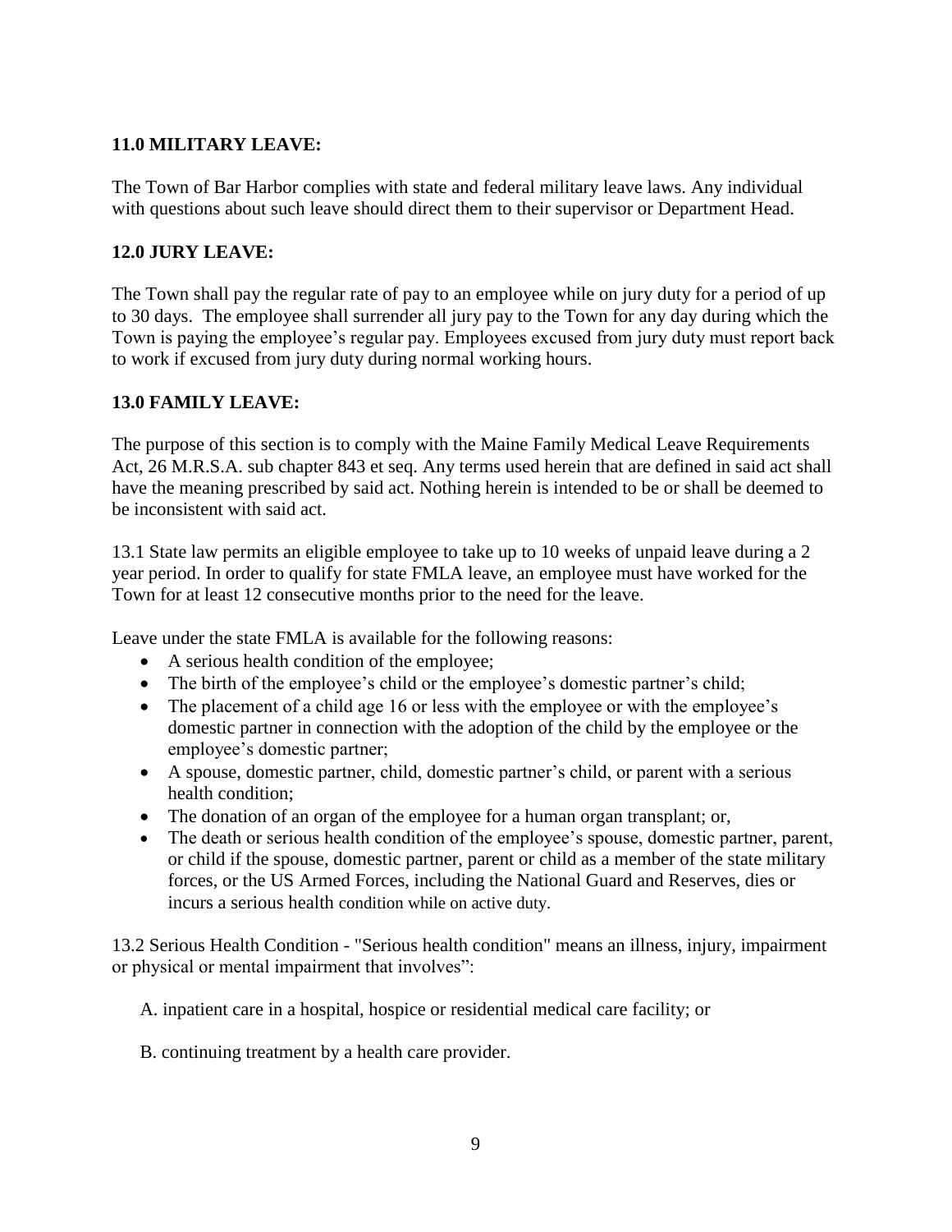**11.0 MILITARY LEAVE:**

The Town of Bar Harbor complies with state and federal military leave laws. Any individual with questions about such leave should direct them to their supervisor or Department Head.

**12.0 JURY LEAVE:**

The Town shall pay the regular rate of pay to an employee while on jury duty for a period of up to 30 days. The employee shall surrender all jury pay to the Town for any day during which the Town is paying the employee's regular pay. Employees excused from jury duty must report back to work if excused from jury duty during normal working hours.

**13.0 FAMILY LEAVE:**

The purpose of this section is to comply with the Maine Family Medical Leave Requirements Act, 26 M.R.S.A. sub chapter 843 et seq. Any terms used herein that are defined in said act shall have the meaning prescribed by said act. Nothing herein is intended to be or shall be deemed to be inconsistent with said act.

13.1 State law permits an eligible employee to take up to 10 weeks of unpaid leave during a 2 year period. In order to qualify for state FMLA leave, an employee must have worked for the Town for at least 12 consecutive months prior to the need for the leave.

Leave under the state FMLA is available for the following reasons:

- A serious health condition of the employee;
- The birth of the employee's child or the employee's domestic partner's child;
- The placement of a child age 16 or less with the employee or with the employee's domestic partner in connection with the adoption of the child by the employee or the employee's domestic partner;
- A spouse, domestic partner, child, domestic partner's child, or parent with a serious health condition;
- The donation of an organ of the employee for a human organ transplant; or,
- The death or serious health condition of the employee's spouse, domestic partner, parent, or child if the spouse, domestic partner, parent or child as a member of the state military forces, or the US Armed Forces, including the National Guard and Reserves, dies or incurs a serious health condition while on active duty.

13.2 Serious Health Condition - "Serious health condition" means an illness, injury, impairment or physical or mental impairment that involves":

A. inpatient care in a hospital, hospice or residential medical care facility; or

B. continuing treatment by a health care provider.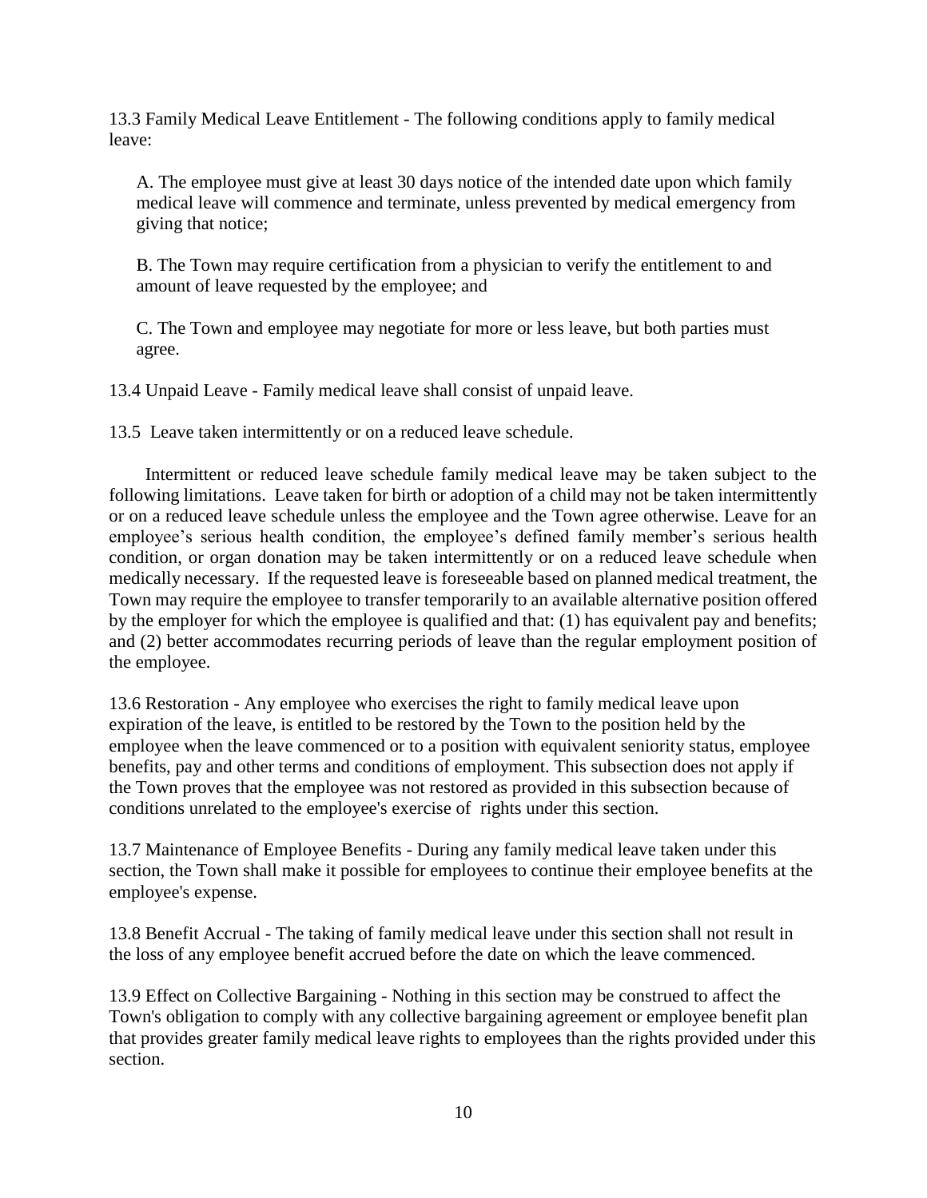13.3 Family Medical Leave Entitlement - The following conditions apply to family medical leave:

A. The employee must give at least 30 days notice of the intended date upon which family medical leave will commence and terminate, unless prevented by medical emergency from giving that notice;

B. The Town may require certification from a physician to verify the entitlement to and amount of leave requested by the employee; and

C. The Town and employee may negotiate for more or less leave, but both parties must agree.

13.4 Unpaid Leave - Family medical leave shall consist of unpaid leave.

13.5 Leave taken intermittently or on a reduced leave schedule.

Intermittent or reduced leave schedule family medical leave may be taken subject to the following limitations. Leave taken for birth or adoption of a child may not be taken intermittently or on a reduced leave schedule unless the employee and the Town agree otherwise. Leave for an employee's serious health condition, the employee's defined family member's serious health condition, or organ donation may be taken intermittently or on a reduced leave schedule when medically necessary. If the requested leave is foreseeable based on planned medical treatment, the Town may require the employee to transfer temporarily to an available alternative position offered by the employer for which the employee is qualified and that: (1) has equivalent pay and benefits; and (2) better accommodates recurring periods of leave than the regular employment position of the employee.

13.6 Restoration - Any employee who exercises the right to family medical leave upon expiration of the leave, is entitled to be restored by the Town to the position held by the employee when the leave commenced or to a position with equivalent seniority status, employee benefits, pay and other terms and conditions of employment. This subsection does not apply if the Town proves that the employee was not restored as provided in this subsection because of conditions unrelated to the employee's exercise of rights under this section.

13.7 Maintenance of Employee Benefits - During any family medical leave taken under this section, the Town shall make it possible for employees to continue their employee benefits at the employee's expense.

13.8 Benefit Accrual - The taking of family medical leave under this section shall not result in the loss of any employee benefit accrued before the date on which the leave commenced.

13.9 Effect on Collective Bargaining - Nothing in this section may be construed to affect the Town's obligation to comply with any collective bargaining agreement or employee benefit plan that provides greater family medical leave rights to employees than the rights provided under this section.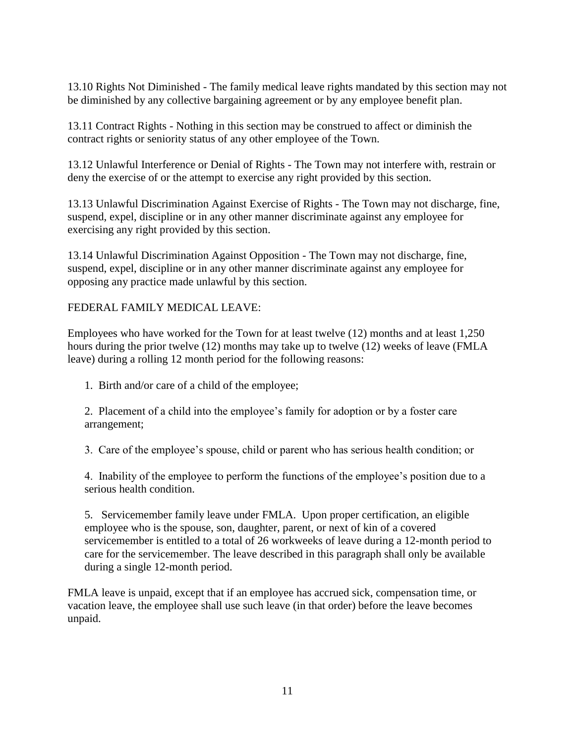13.10 Rights Not Diminished - The family medical leave rights mandated by this section may not be diminished by any collective bargaining agreement or by any employee benefit plan.

13.11 Contract Rights - Nothing in this section may be construed to affect or diminish the contract rights or seniority status of any other employee of the Town.

13.12 Unlawful Interference or Denial of Rights - The Town may not interfere with, restrain or deny the exercise of or the attempt to exercise any right provided by this section.

13.13 Unlawful Discrimination Against Exercise of Rights - The Town may not discharge, fine, suspend, expel, discipline or in any other manner discriminate against any employee for exercising any right provided by this section.

13.14 Unlawful Discrimination Against Opposition - The Town may not discharge, fine, suspend, expel, discipline or in any other manner discriminate against any employee for opposing any practice made unlawful by this section.

FEDERAL FAMILY MEDICAL LEAVE:

Employees who have worked for the Town for at least twelve (12) months and at least 1,250 hours during the prior twelve (12) months may take up to twelve (12) weeks of leave (FMLA leave) during a rolling 12 month period for the following reasons:

1. Birth and/or care of a child of the employee;

2. Placement of a child into the employee's family for adoption or by a foster care arrangement;

3. Care of the employee's spouse, child or parent who has serious health condition; or

4. Inability of the employee to perform the functions of the employee's position due to a serious health condition.

5. Servicemember family leave under FMLA. Upon proper certification, an eligible employee who is the spouse, son, daughter, parent, or next of kin of a covered servicemember is entitled to a total of 26 workweeks of leave during a 12-month period to care for the servicemember. The leave described in this paragraph shall only be available during a single 12-month period.

FMLA leave is unpaid, except that if an employee has accrued sick, compensation time, or vacation leave, the employee shall use such leave (in that order) before the leave becomes unpaid.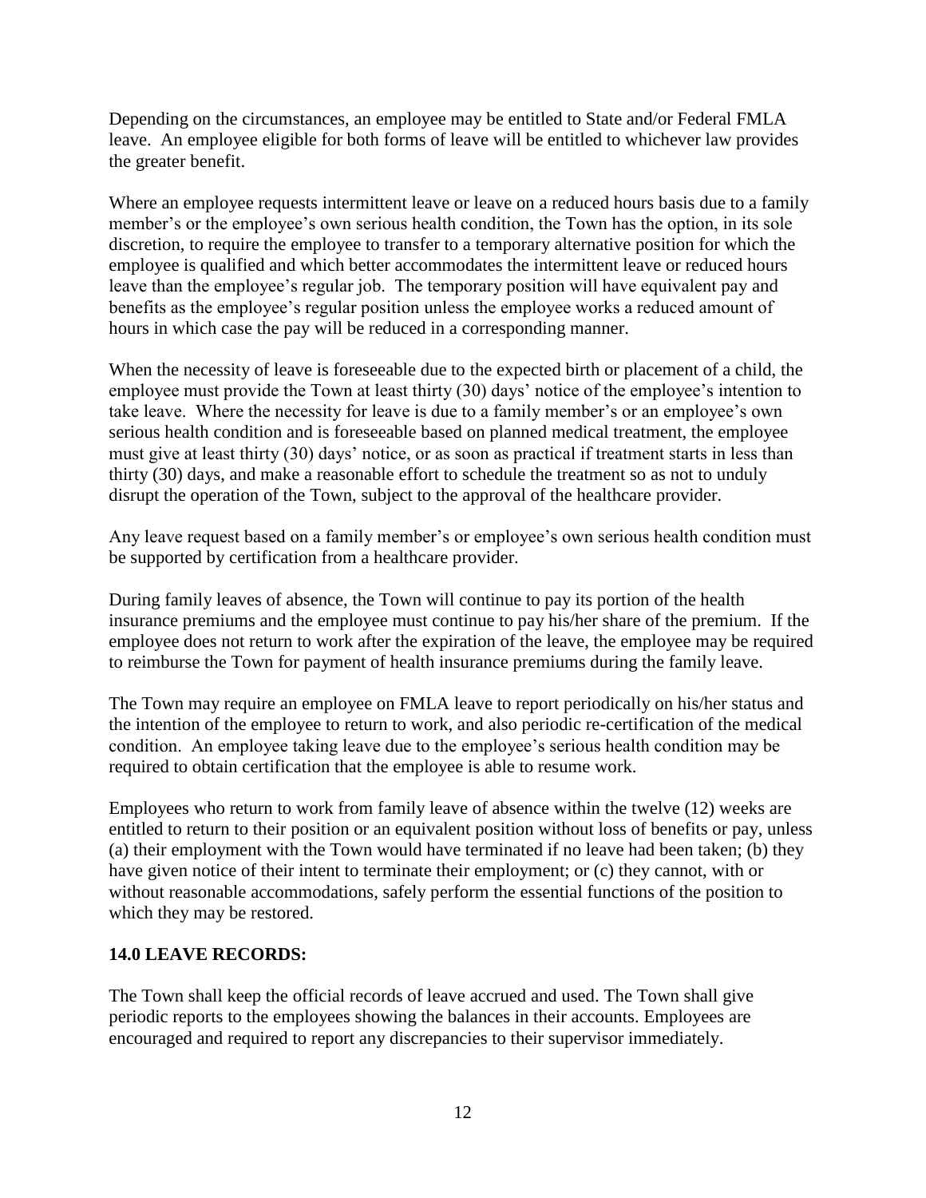Depending on the circumstances, an employee may be entitled to State and/or Federal FMLA leave. An employee eligible for both forms of leave will be entitled to whichever law provides the greater benefit.

Where an employee requests intermittent leave or leave on a reduced hours basis due to a family member's or the employee's own serious health condition, the Town has the option, in its sole discretion, to require the employee to transfer to a temporary alternative position for which the employee is qualified and which better accommodates the intermittent leave or reduced hours leave than the employee's regular job. The temporary position will have equivalent pay and benefits as the employee's regular position unless the employee works a reduced amount of hours in which case the pay will be reduced in a corresponding manner.

When the necessity of leave is foreseeable due to the expected birth or placement of a child, the employee must provide the Town at least thirty (30) days' notice of the employee's intention to take leave. Where the necessity for leave is due to a family member's or an employee's own serious health condition and is foreseeable based on planned medical treatment, the employee must give at least thirty (30) days' notice, or as soon as practical if treatment starts in less than thirty (30) days, and make a reasonable effort to schedule the treatment so as not to unduly disrupt the operation of the Town, subject to the approval of the healthcare provider.

Any leave request based on a family member's or employee's own serious health condition must be supported by certification from a healthcare provider.

During family leaves of absence, the Town will continue to pay its portion of the health insurance premiums and the employee must continue to pay his/her share of the premium. If the employee does not return to work after the expiration of the leave, the employee may be required to reimburse the Town for payment of health insurance premiums during the family leave.

The Town may require an employee on FMLA leave to report periodically on his/her status and the intention of the employee to return to work, and also periodic re-certification of the medical condition. An employee taking leave due to the employee's serious health condition may be required to obtain certification that the employee is able to resume work.

Employees who return to work from family leave of absence within the twelve (12) weeks are entitled to return to their position or an equivalent position without loss of benefits or pay, unless (a) their employment with the Town would have terminated if no leave had been taken; (b) they have given notice of their intent to terminate their employment; or (c) they cannot, with or without reasonable accommodations, safely perform the essential functions of the position to which they may be restored.

## 14.0 LEAVE RECORDS:

The Town shall keep the official records of leave accrued and used. The Town shall give periodic reports to the employees showing the balances in their accounts. Employees are encouraged and required to report any discrepancies to their supervisor immediately.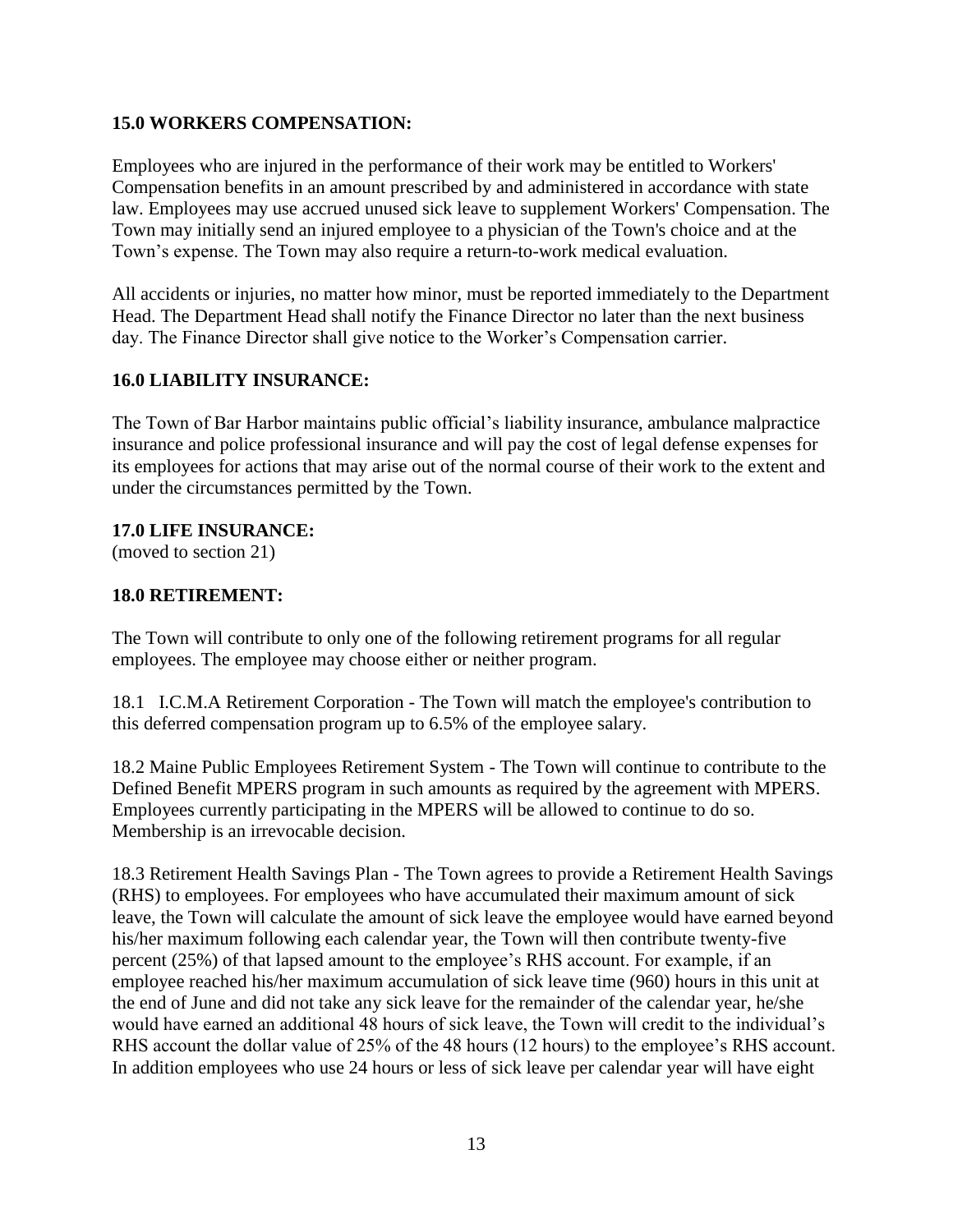## 15.0 WORKERS COMPENSATION:

Employees who are injured in the performance of their work may be entitled to Workers' Compensation benefits in an amount prescribed by and administered in accordance with state law. Employees may use accrued unused sick leave to supplement Workers' Compensation. The Town may initially send an injured employee to a physician of the Town's choice and at the Town's expense. The Town may also require a return-to-work medical evaluation.

All accidents or injuries, no matter how minor, must be reported immediately to the Department Head. The Department Head shall notify the Finance Director no later than the next business day. The Finance Director shall give notice to the Worker's Compensation carrier.

## 16.0 LIABILITY INSURANCE:

The Town of Bar Harbor maintains public official's liability insurance, ambulance malpractice insurance and police professional insurance and will pay the cost of legal defense expenses for its employees for actions that may arise out of the normal course of their work to the extent and under the circumstances permitted by the Town.

## 17.0 LIFE INSURANCE:

(moved to section 21)

## 18.0 RETIREMENT:

The Town will contribute to only one of the following retirement programs for all regular employees. The employee may choose either or neither program.

18.1 I.C.M.A Retirement Corporation - The Town will match the employee's contribution to this deferred compensation program up to 6.5% of the employee salary.

18.2 Maine Public Employees Retirement System - The Town will continue to contribute to the Defined Benefit MPERS program in such amounts as required by the agreement with MPERS. Employees currently participating in the MPERS will be allowed to continue to do so. Membership is an irrevocable decision.

18.3 Retirement Health Savings Plan - The Town agrees to provide a Retirement Health Savings (RHS) to employees. For employees who have accumulated their maximum amount of sick leave, the Town will calculate the amount of sick leave the employee would have earned beyond his/her maximum following each calendar year, the Town will then contribute twenty-five percent (25%) of that lapsed amount to the employee's RHS account. For example, if an employee reached his/her maximum accumulation of sick leave time (960) hours in this unit at the end of June and did not take any sick leave for the remainder of the calendar year, he/she would have earned an additional 48 hours of sick leave, the Town will credit to the individual's RHS account the dollar value of 25% of the 48 hours (12 hours) to the employee's RHS account. In addition employees who use 24 hours or less of sick leave per calendar year will have eight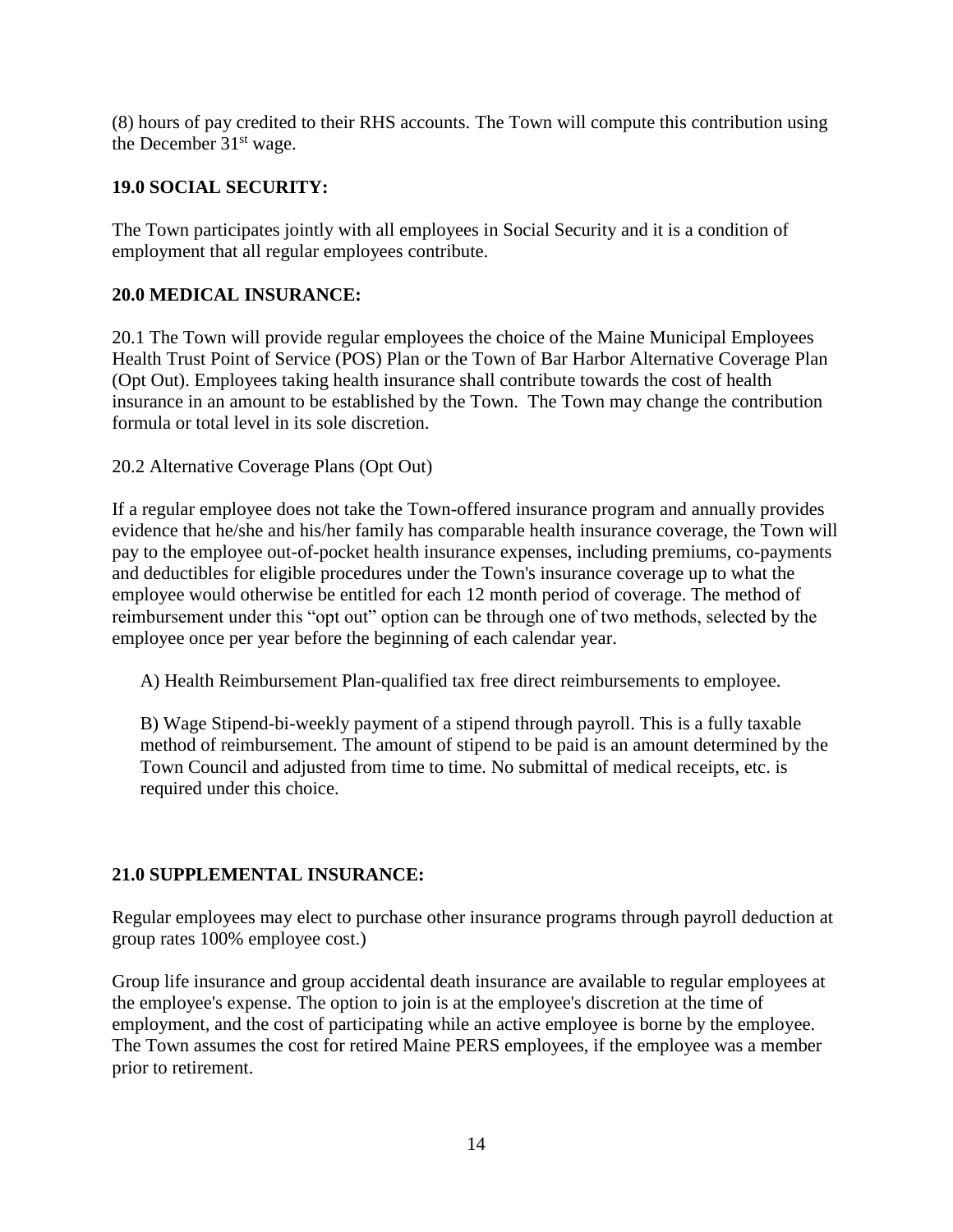(8) hours of pay credited to their RHS accounts. The Town will compute this contribution using the December 31st wage.

**19.0 SOCIAL SECURITY:**

The Town participates jointly with all employees in Social Security and it is a condition of employment that all regular employees contribute.

**20.0 MEDICAL INSURANCE:**

20.1 The Town will provide regular employees the choice of the Maine Municipal Employees Health Trust Point of Service (POS) Plan or the Town of Bar Harbor Alternative Coverage Plan (Opt Out). Employees taking health insurance shall contribute towards the cost of health insurance in an amount to be established by the Town. The Town may change the contribution formula or total level in its sole discretion.

20.2 Alternative Coverage Plans (Opt Out)

If a regular employee does not take the Town-offered insurance program and annually provides evidence that he/she and his/her family has comparable health insurance coverage, the Town will pay to the employee out-of-pocket health insurance expenses, including premiums, co-payments and deductibles for eligible procedures under the Town's insurance coverage up to what the employee would otherwise be entitled for each 12 month period of coverage. The method of reimbursement under this "opt out" option can be through one of two methods, selected by the employee once per year before the beginning of each calendar year.

A) Health Reimbursement Plan-qualified tax free direct reimbursements to employee.

B) Wage Stipend-bi-weekly payment of a stipend through payroll. This is a fully taxable method of reimbursement. The amount of stipend to be paid is an amount determined by the Town Council and adjusted from time to time. No submittal of medical receipts, etc. is required under this choice.

**21.0 SUPPLEMENTAL INSURANCE:**

Regular employees may elect to purchase other insurance programs through payroll deduction at group rates 100% employee cost.)

Group life insurance and group accidental death insurance are available to regular employees at the employee's expense. The option to join is at the employee's discretion at the time of employment, and the cost of participating while an active employee is borne by the employee. The Town assumes the cost for retired Maine PERS employees, if the employee was a member prior to retirement.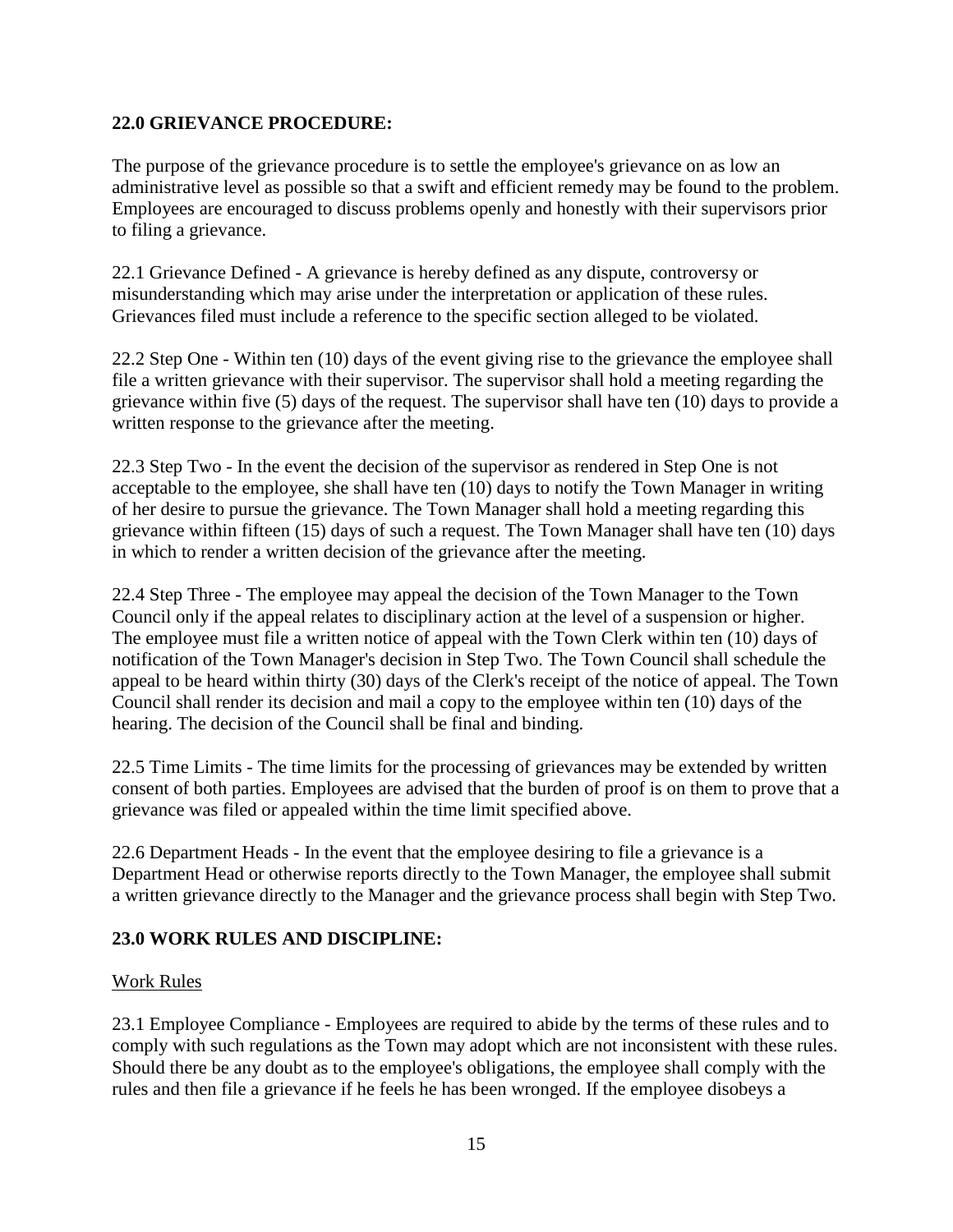## 22.0 GRIEVANCE PROCEDURE:

The purpose of the grievance procedure is to settle the employee's grievance on as low an administrative level as possible so that a swift and efficient remedy may be found to the problem. Employees are encouraged to discuss problems openly and honestly with their supervisors prior to filing a grievance.

22.1 Grievance Defined - A grievance is hereby defined as any dispute, controversy or misunderstanding which may arise under the interpretation or application of these rules. Grievances filed must include a reference to the specific section alleged to be violated.

22.2 Step One - Within ten (10) days of the event giving rise to the grievance the employee shall file a written grievance with their supervisor. The supervisor shall hold a meeting regarding the grievance within five (5) days of the request. The supervisor shall have ten (10) days to provide a written response to the grievance after the meeting.

22.3 Step Two - In the event the decision of the supervisor as rendered in Step One is not acceptable to the employee, she shall have ten (10) days to notify the Town Manager in writing of her desire to pursue the grievance. The Town Manager shall hold a meeting regarding this grievance within fifteen (15) days of such a request. The Town Manager shall have ten (10) days in which to render a written decision of the grievance after the meeting.

22.4 Step Three - The employee may appeal the decision of the Town Manager to the Town Council only if the appeal relates to disciplinary action at the level of a suspension or higher. The employee must file a written notice of appeal with the Town Clerk within ten (10) days of notification of the Town Manager's decision in Step Two. The Town Council shall schedule the appeal to be heard within thirty (30) days of the Clerk's receipt of the notice of appeal. The Town Council shall render its decision and mail a copy to the employee within ten (10) days of the hearing. The decision of the Council shall be final and binding.

22.5 Time Limits - The time limits for the processing of grievances may be extended by written consent of both parties. Employees are advised that the burden of proof is on them to prove that a grievance was filed or appealed within the time limit specified above.

22.6 Department Heads - In the event that the employee desiring to file a grievance is a Department Head or otherwise reports directly to the Town Manager, the employee shall submit a written grievance directly to the Manager and the grievance process shall begin with Step Two.

## 23.0 WORK RULES AND DISCIPLINE:

<u>Work Rules</u>

23.1 Employee Compliance - Employees are required to abide by the terms of these rules and to comply with such regulations as the Town may adopt which are not inconsistent with these rules. Should there be any doubt as to the employee's obligations, the employee shall comply with the rules and then file a grievance if he feels he has been wronged. If the employee disobeys a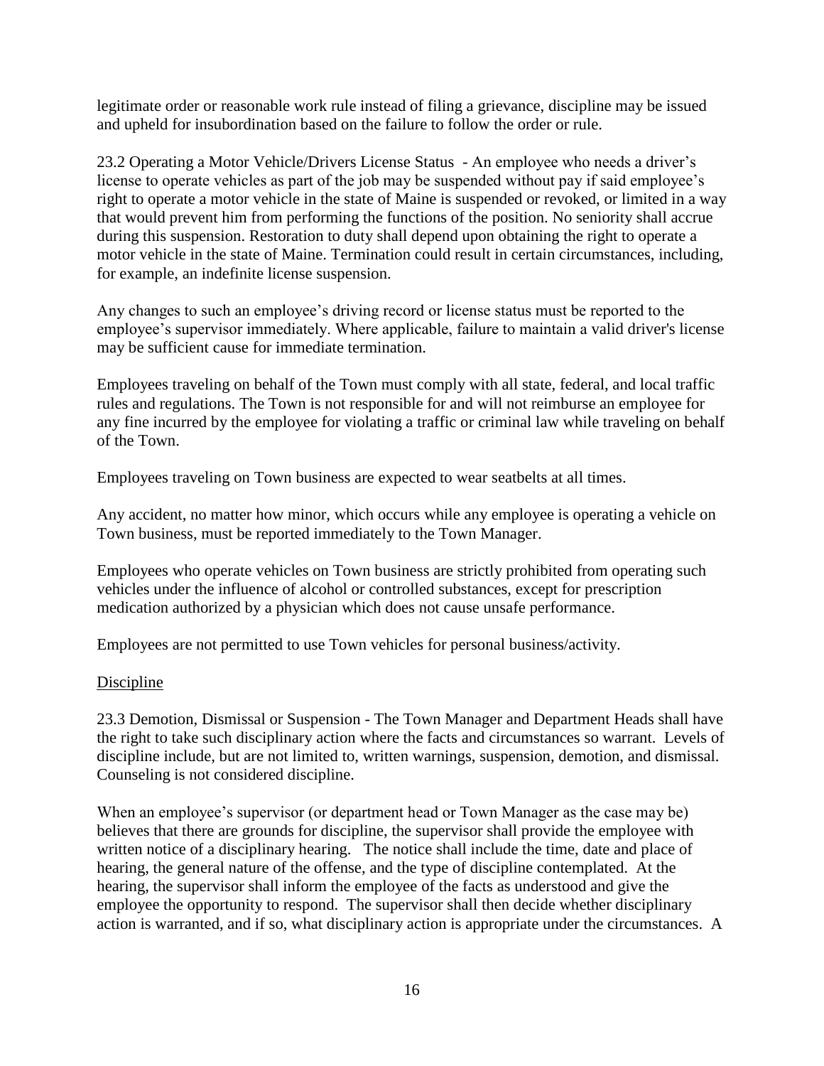legitimate order or reasonable work rule instead of filing a grievance, discipline may be issued and upheld for insubordination based on the failure to follow the order or rule.

23.2 Operating a Motor Vehicle/Drivers License Status - An employee who needs a driver's license to operate vehicles as part of the job may be suspended without pay if said employee's right to operate a motor vehicle in the state of Maine is suspended or revoked, or limited in a way that would prevent him from performing the functions of the position. No seniority shall accrue during this suspension. Restoration to duty shall depend upon obtaining the right to operate a motor vehicle in the state of Maine. Termination could result in certain circumstances, including, for example, an indefinite license suspension.

Any changes to such an employee's driving record or license status must be reported to the employee's supervisor immediately. Where applicable, failure to maintain a valid driver's license may be sufficient cause for immediate termination.

Employees traveling on behalf of the Town must comply with all state, federal, and local traffic rules and regulations. The Town is not responsible for and will not reimburse an employee for any fine incurred by the employee for violating a traffic or criminal law while traveling on behalf of the Town.

Employees traveling on Town business are expected to wear seatbelts at all times.

Any accident, no matter how minor, which occurs while any employee is operating a vehicle on Town business, must be reported immediately to the Town Manager.

Employees who operate vehicles on Town business are strictly prohibited from operating such vehicles under the influence of alcohol or controlled substances, except for prescription medication authorized by a physician which does not cause unsafe performance.

Employees are not permitted to use Town vehicles for personal business/activity.

## Discipline

23.3 Demotion, Dismissal or Suspension - The Town Manager and Department Heads shall have the right to take such disciplinary action where the facts and circumstances so warrant. Levels of discipline include, but are not limited to, written warnings, suspension, demotion, and dismissal. Counseling is not considered discipline.

When an employee's supervisor (or department head or Town Manager as the case may be) believes that there are grounds for discipline, the supervisor shall provide the employee with written notice of a disciplinary hearing. The notice shall include the time, date and place of hearing, the general nature of the offense, and the type of discipline contemplated. At the hearing, the supervisor shall inform the employee of the facts as understood and give the employee the opportunity to respond. The supervisor shall then decide whether disciplinary action is warranted, and if so, what disciplinary action is appropriate under the circumstances. A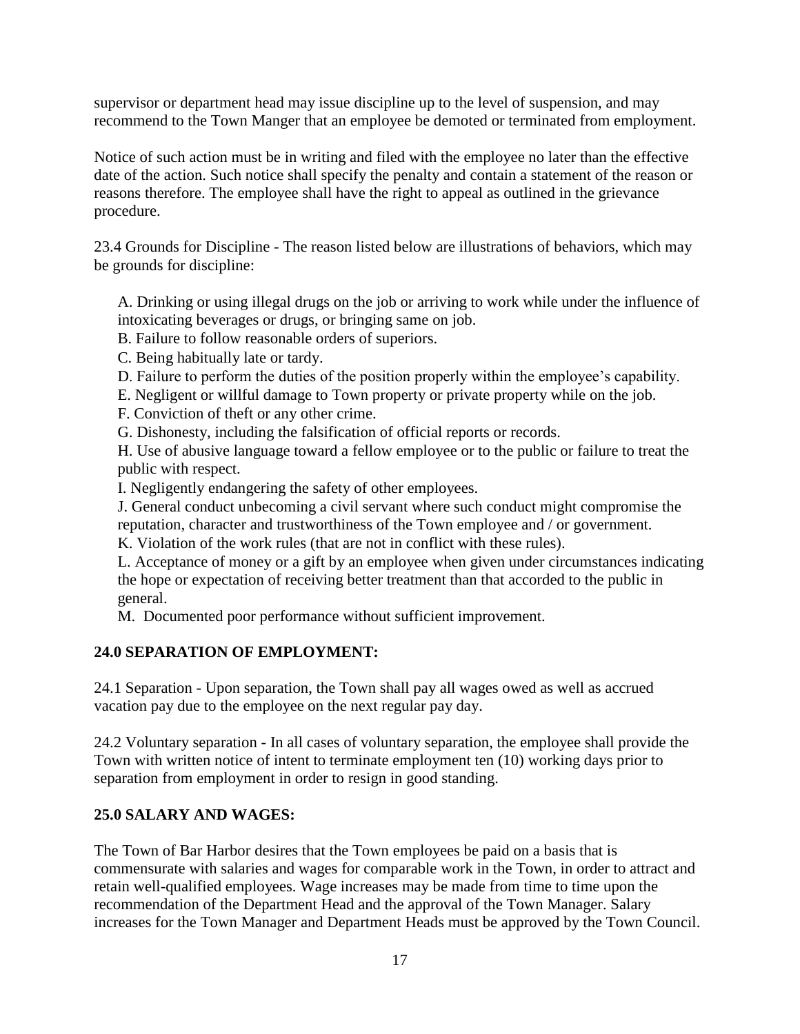supervisor or department head may issue discipline up to the level of suspension, and may recommend to the Town Manger that an employee be demoted or terminated from employment.

Notice of such action must be in writing and filed with the employee no later than the effective date of the action. Such notice shall specify the penalty and contain a statement of the reason or reasons therefore. The employee shall have the right to appeal as outlined in the grievance procedure.

23.4 Grounds for Discipline - The reason listed below are illustrations of behaviors, which may be grounds for discipline:

A. Drinking or using illegal drugs on the job or arriving to work while under the influence of intoxicating beverages or drugs, or bringing same on job.
B. Failure to follow reasonable orders of superiors.
C. Being habitually late or tardy.
D. Failure to perform the duties of the position properly within the employee's capability.
E. Negligent or willful damage to Town property or private property while on the job.
F. Conviction of theft or any other crime.
G. Dishonesty, including the falsification of official reports or records.
H. Use of abusive language toward a fellow employee or to the public or failure to treat the public with respect.
I. Negligently endangering the safety of other employees.
J. General conduct unbecoming a civil servant where such conduct might compromise the reputation, character and trustworthiness of the Town employee and / or government.
K. Violation of the work rules (that are not in conflict with these rules).
L. Acceptance of money or a gift by an employee when given under circumstances indicating the hope or expectation of receiving better treatment than that accorded to the public in general.
M. Documented poor performance without sufficient improvement.

**24.0 SEPARATION OF EMPLOYMENT:**

24.1 Separation - Upon separation, the Town shall pay all wages owed as well as accrued vacation pay due to the employee on the next regular pay day.

24.2 Voluntary separation - In all cases of voluntary separation, the employee shall provide the Town with written notice of intent to terminate employment ten (10) working days prior to separation from employment in order to resign in good standing.

**25.0 SALARY AND WAGES:**

The Town of Bar Harbor desires that the Town employees be paid on a basis that is commensurate with salaries and wages for comparable work in the Town, in order to attract and retain well-qualified employees. Wage increases may be made from time to time upon the recommendation of the Department Head and the approval of the Town Manager. Salary increases for the Town Manager and Department Heads must be approved by the Town Council.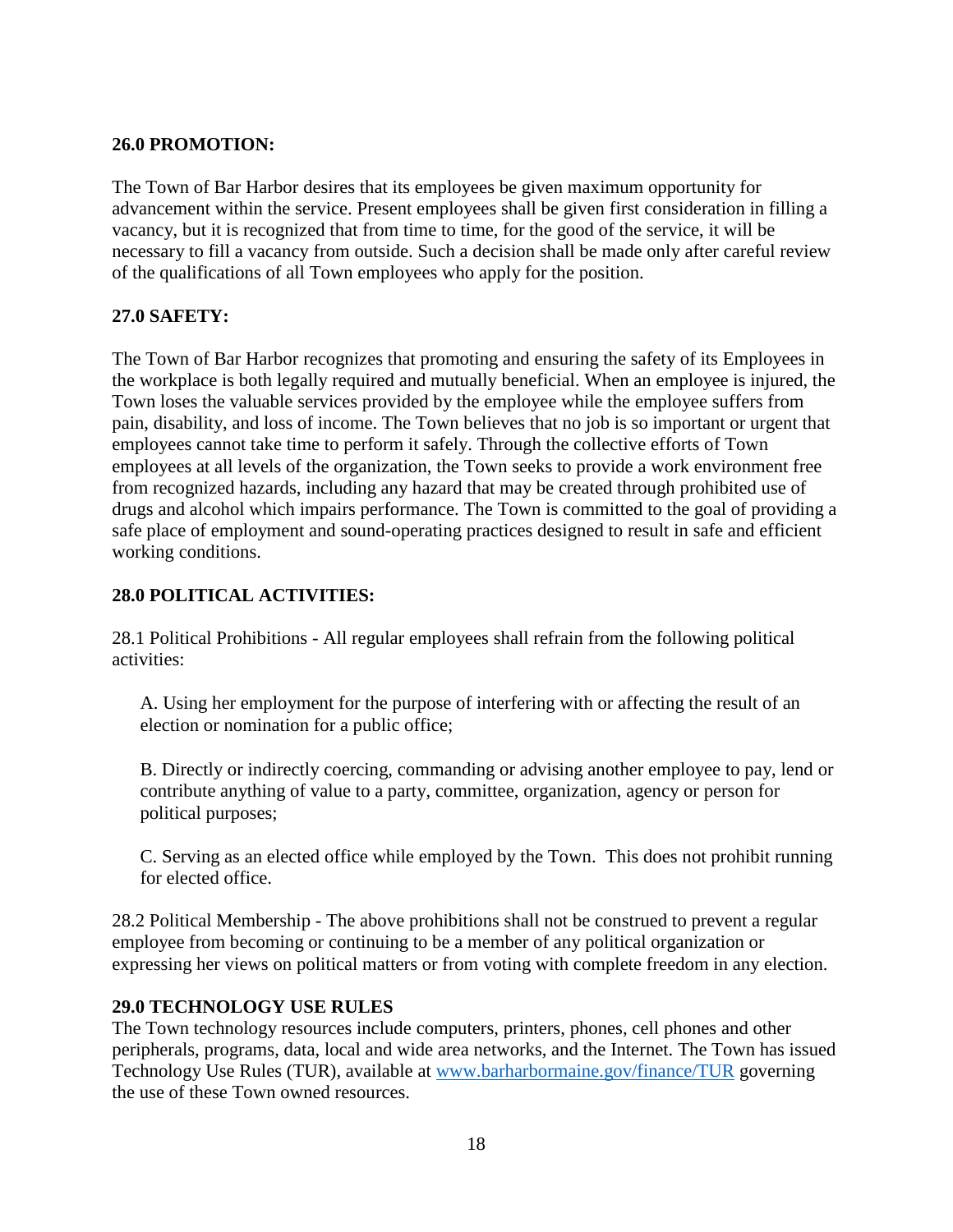**26.0 PROMOTION:**

The Town of Bar Harbor desires that its employees be given maximum opportunity for advancement within the service. Present employees shall be given first consideration in filling a vacancy, but it is recognized that from time to time, for the good of the service, it will be necessary to fill a vacancy from outside. Such a decision shall be made only after careful review of the qualifications of all Town employees who apply for the position.

**27.0 SAFETY:**

The Town of Bar Harbor recognizes that promoting and ensuring the safety of its Employees in the workplace is both legally required and mutually beneficial. When an employee is injured, the Town loses the valuable services provided by the employee while the employee suffers from pain, disability, and loss of income. The Town believes that no job is so important or urgent that employees cannot take time to perform it safely. Through the collective efforts of Town employees at all levels of the organization, the Town seeks to provide a work environment free from recognized hazards, including any hazard that may be created through prohibited use of drugs and alcohol which impairs performance. The Town is committed to the goal of providing a safe place of employment and sound-operating practices designed to result in safe and efficient working conditions.

**28.0 POLITICAL ACTIVITIES:**

28.1 Political Prohibitions - All regular employees shall refrain from the following political activities:

A. Using her employment for the purpose of interfering with or affecting the result of an election or nomination for a public office;

B. Directly or indirectly coercing, commanding or advising another employee to pay, lend or contribute anything of value to a party, committee, organization, agency or person for political purposes;

C. Serving as an elected office while employed by the Town. This does not prohibit running for elected office.

28.2 Political Membership - The above prohibitions shall not be construed to prevent a regular employee from becoming or continuing to be a member of any political organization or expressing her views on political matters or from voting with complete freedom in any election.

**29.0 TECHNOLOGY USE RULES**

The Town technology resources include computers, printers, phones, cell phones and other peripherals, programs, data, local and wide area networks, and the Internet. The Town has issued Technology Use Rules (TUR), available at [www.barharbormaine.gov/finance/TUR](http://www.barharbormaine.gov/finance/TUR) governing the use of these Town owned resources.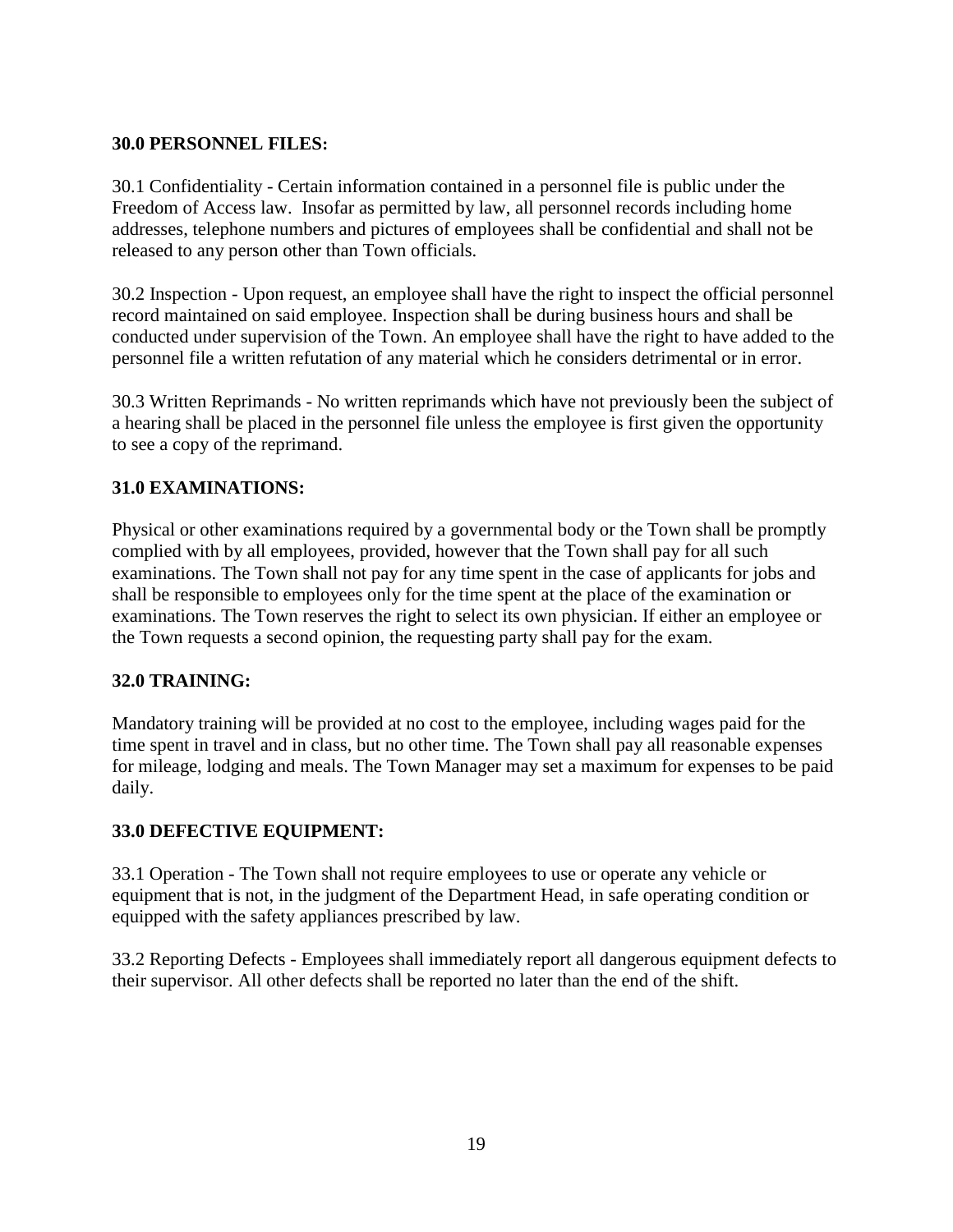**30.0 PERSONNEL FILES:**

30.1 Confidentiality - Certain information contained in a personnel file is public under the Freedom of Access law. Insofar as permitted by law, all personnel records including home addresses, telephone numbers and pictures of employees shall be confidential and shall not be released to any person other than Town officials.

30.2 Inspection - Upon request, an employee shall have the right to inspect the official personnel record maintained on said employee. Inspection shall be during business hours and shall be conducted under supervision of the Town. An employee shall have the right to have added to the personnel file a written refutation of any material which he considers detrimental or in error.

30.3 Written Reprimands - No written reprimands which have not previously been the subject of a hearing shall be placed in the personnel file unless the employee is first given the opportunity to see a copy of the reprimand.

**31.0 EXAMINATIONS:**

Physical or other examinations required by a governmental body or the Town shall be promptly complied with by all employees, provided, however that the Town shall pay for all such examinations. The Town shall not pay for any time spent in the case of applicants for jobs and shall be responsible to employees only for the time spent at the place of the examination or examinations. The Town reserves the right to select its own physician. If either an employee or the Town requests a second opinion, the requesting party shall pay for the exam.

**32.0 TRAINING:**

Mandatory training will be provided at no cost to the employee, including wages paid for the time spent in travel and in class, but no other time. The Town shall pay all reasonable expenses for mileage, lodging and meals. The Town Manager may set a maximum for expenses to be paid daily.

**33.0 DEFECTIVE EQUIPMENT:**

33.1 Operation - The Town shall not require employees to use or operate any vehicle or equipment that is not, in the judgment of the Department Head, in safe operating condition or equipped with the safety appliances prescribed by law.

33.2 Reporting Defects - Employees shall immediately report all dangerous equipment defects to their supervisor. All other defects shall be reported no later than the end of the shift.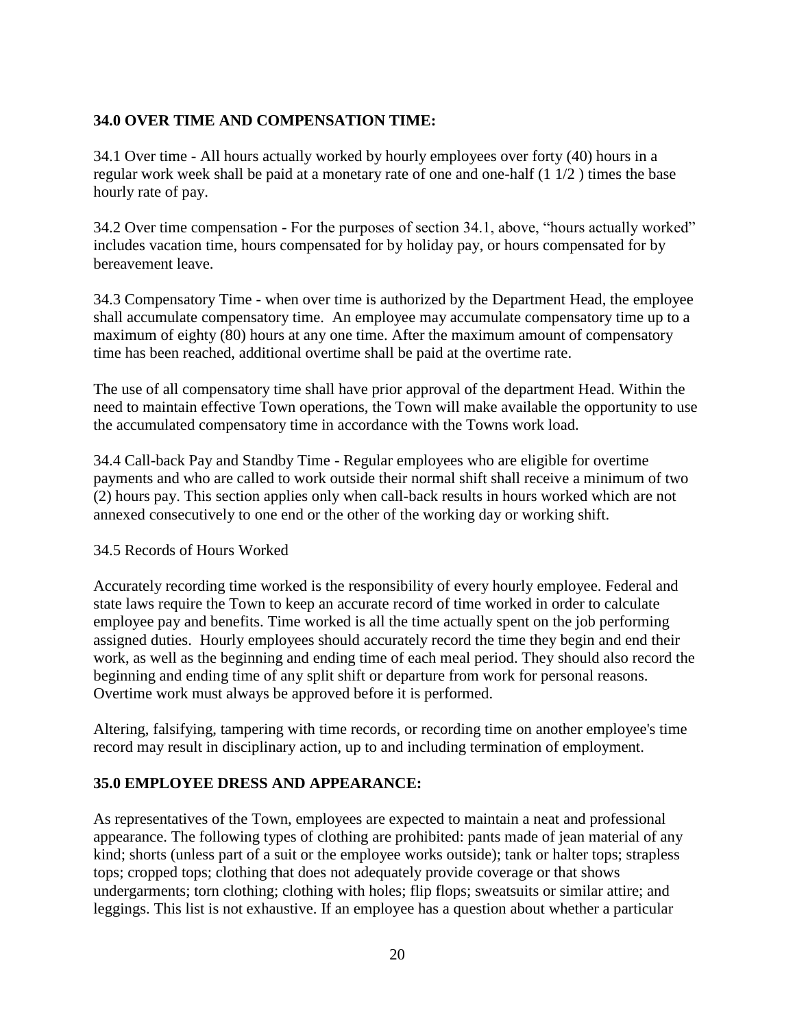## 34.0 OVER TIME AND COMPENSATION TIME:

34.1 Over time - All hours actually worked by hourly employees over forty (40) hours in a regular work week shall be paid at a monetary rate of one and one-half (1 1/2 ) times the base hourly rate of pay.

34.2 Over time compensation - For the purposes of section 34.1, above, "hours actually worked" includes vacation time, hours compensated for by holiday pay, or hours compensated for by bereavement leave.

34.3 Compensatory Time - when over time is authorized by the Department Head, the employee shall accumulate compensatory time. An employee may accumulate compensatory time up to a maximum of eighty (80) hours at any one time. After the maximum amount of compensatory time has been reached, additional overtime shall be paid at the overtime rate.

The use of all compensatory time shall have prior approval of the department Head. Within the need to maintain effective Town operations, the Town will make available the opportunity to use the accumulated compensatory time in accordance with the Towns work load.

34.4 Call-back Pay and Standby Time - Regular employees who are eligible for overtime payments and who are called to work outside their normal shift shall receive a minimum of two (2) hours pay. This section applies only when call-back results in hours worked which are not annexed consecutively to one end or the other of the working day or working shift.

34.5 Records of Hours Worked

Accurately recording time worked is the responsibility of every hourly employee. Federal and state laws require the Town to keep an accurate record of time worked in order to calculate employee pay and benefits. Time worked is all the time actually spent on the job performing assigned duties. Hourly employees should accurately record the time they begin and end their work, as well as the beginning and ending time of each meal period. They should also record the beginning and ending time of any split shift or departure from work for personal reasons. Overtime work must always be approved before it is performed.

Altering, falsifying, tampering with time records, or recording time on another employee's time record may result in disciplinary action, up to and including termination of employment.

## 35.0 EMPLOYEE DRESS AND APPEARANCE:

As representatives of the Town, employees are expected to maintain a neat and professional appearance. The following types of clothing are prohibited: pants made of jean material of any kind; shorts (unless part of a suit or the employee works outside); tank or halter tops; strapless tops; cropped tops; clothing that does not adequately provide coverage or that shows undergarments; torn clothing; clothing with holes; flip flops; sweatsuits or similar attire; and leggings. This list is not exhaustive. If an employee has a question about whether a particular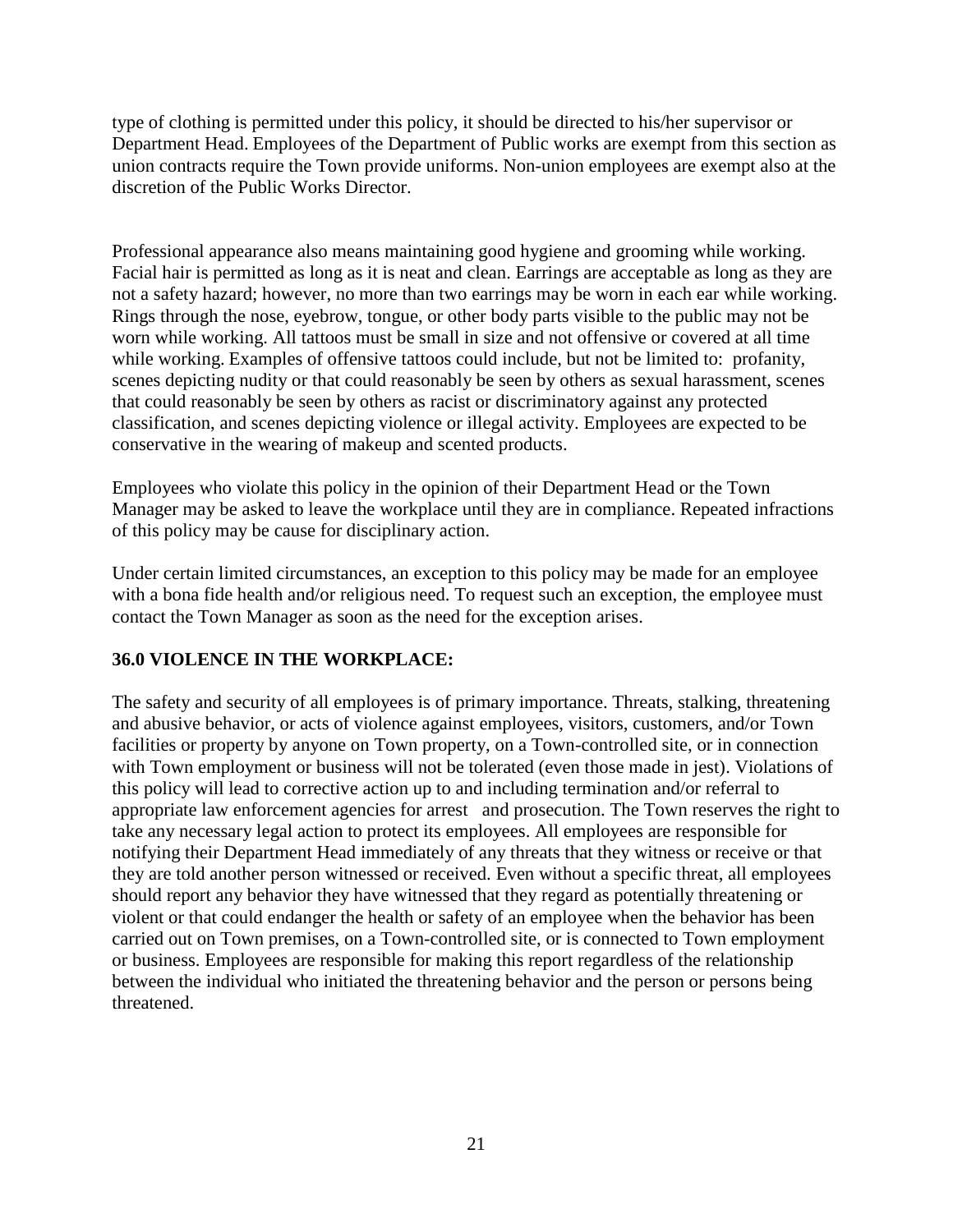type of clothing is permitted under this policy, it should be directed to his/her supervisor or Department Head. Employees of the Department of Public works are exempt from this section as union contracts require the Town provide uniforms. Non-union employees are exempt also at the discretion of the Public Works Director.

Professional appearance also means maintaining good hygiene and grooming while working. Facial hair is permitted as long as it is neat and clean. Earrings are acceptable as long as they are not a safety hazard; however, no more than two earrings may be worn in each ear while working. Rings through the nose, eyebrow, tongue, or other body parts visible to the public may not be worn while working. All tattoos must be small in size and not offensive or covered at all time while working. Examples of offensive tattoos could include, but not be limited to: profanity, scenes depicting nudity or that could reasonably be seen by others as sexual harassment, scenes that could reasonably be seen by others as racist or discriminatory against any protected classification, and scenes depicting violence or illegal activity. Employees are expected to be conservative in the wearing of makeup and scented products.

Employees who violate this policy in the opinion of their Department Head or the Town Manager may be asked to leave the workplace until they are in compliance. Repeated infractions of this policy may be cause for disciplinary action.

Under certain limited circumstances, an exception to this policy may be made for an employee with a bona fide health and/or religious need. To request such an exception, the employee must contact the Town Manager as soon as the need for the exception arises.

**36.0 VIOLENCE IN THE WORKPLACE:**

The safety and security of all employees is of primary importance. Threats, stalking, threatening and abusive behavior, or acts of violence against employees, visitors, customers, and/or Town facilities or property by anyone on Town property, on a Town-controlled site, or in connection with Town employment or business will not be tolerated (even those made in jest). Violations of this policy will lead to corrective action up to and including termination and/or referral to appropriate law enforcement agencies for arrest and prosecution. The Town reserves the right to take any necessary legal action to protect its employees. All employees are responsible for notifying their Department Head immediately of any threats that they witness or receive or that they are told another person witnessed or received. Even without a specific threat, all employees should report any behavior they have witnessed that they regard as potentially threatening or violent or that could endanger the health or safety of an employee when the behavior has been carried out on Town premises, on a Town-controlled site, or is connected to Town employment or business. Employees are responsible for making this report regardless of the relationship between the individual who initiated the threatening behavior and the person or persons being threatened.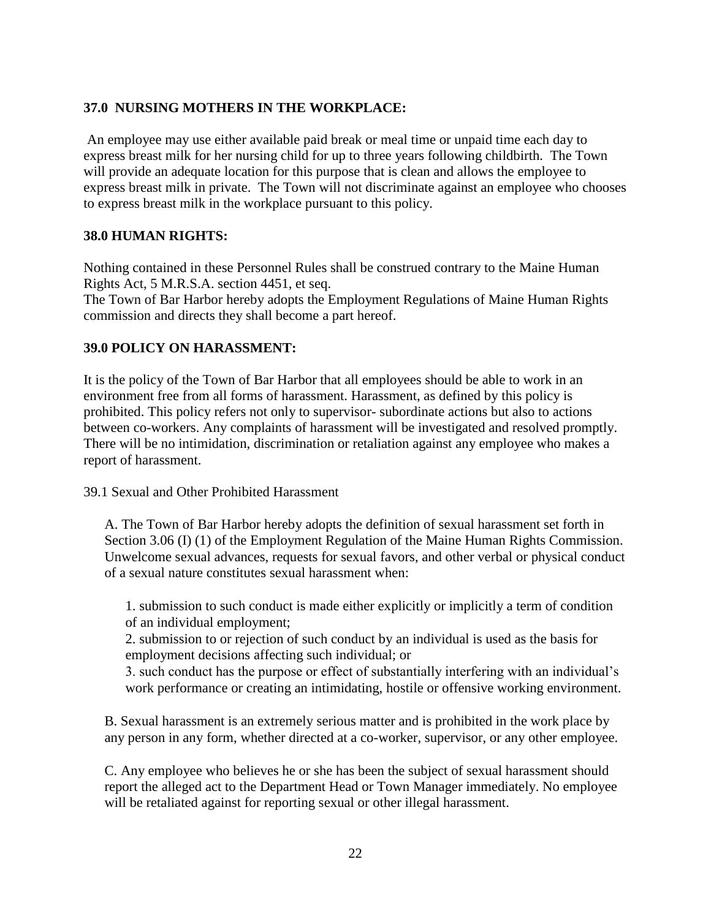### 37.0 NURSING MOTHERS IN THE WORKPLACE:

An employee may use either available paid break or meal time or unpaid time each day to express breast milk for her nursing child for up to three years following childbirth. The Town will provide an adequate location for this purpose that is clean and allows the employee to express breast milk in private. The Town will not discriminate against an employee who chooses to express breast milk in the workplace pursuant to this policy.

### 38.0 HUMAN RIGHTS:

Nothing contained in these Personnel Rules shall be construed contrary to the Maine Human Rights Act, 5 M.R.S.A. section 4451, et seq.
The Town of Bar Harbor hereby adopts the Employment Regulations of Maine Human Rights commission and directs they shall become a part hereof.

### 39.0 POLICY ON HARASSMENT:

It is the policy of the Town of Bar Harbor that all employees should be able to work in an environment free from all forms of harassment. Harassment, as defined by this policy is prohibited. This policy refers not only to supervisor- subordinate actions but also to actions between co-workers. Any complaints of harassment will be investigated and resolved promptly. There will be no intimidation, discrimination or retaliation against any employee who makes a report of harassment.

39.1 Sexual and Other Prohibited Harassment

A. The Town of Bar Harbor hereby adopts the definition of sexual harassment set forth in Section 3.06 (I) (1) of the Employment Regulation of the Maine Human Rights Commission. Unwelcome sexual advances, requests for sexual favors, and other verbal or physical conduct of a sexual nature constitutes sexual harassment when:

1. submission to such conduct is made either explicitly or implicitly a term of condition of an individual employment;
2. submission to or rejection of such conduct by an individual is used as the basis for employment decisions affecting such individual; or
3. such conduct has the purpose or effect of substantially interfering with an individual's work performance or creating an intimidating, hostile or offensive working environment.

B. Sexual harassment is an extremely serious matter and is prohibited in the work place by any person in any form, whether directed at a co-worker, supervisor, or any other employee.

C. Any employee who believes he or she has been the subject of sexual harassment should report the alleged act to the Department Head or Town Manager immediately. No employee will be retaliated against for reporting sexual or other illegal harassment.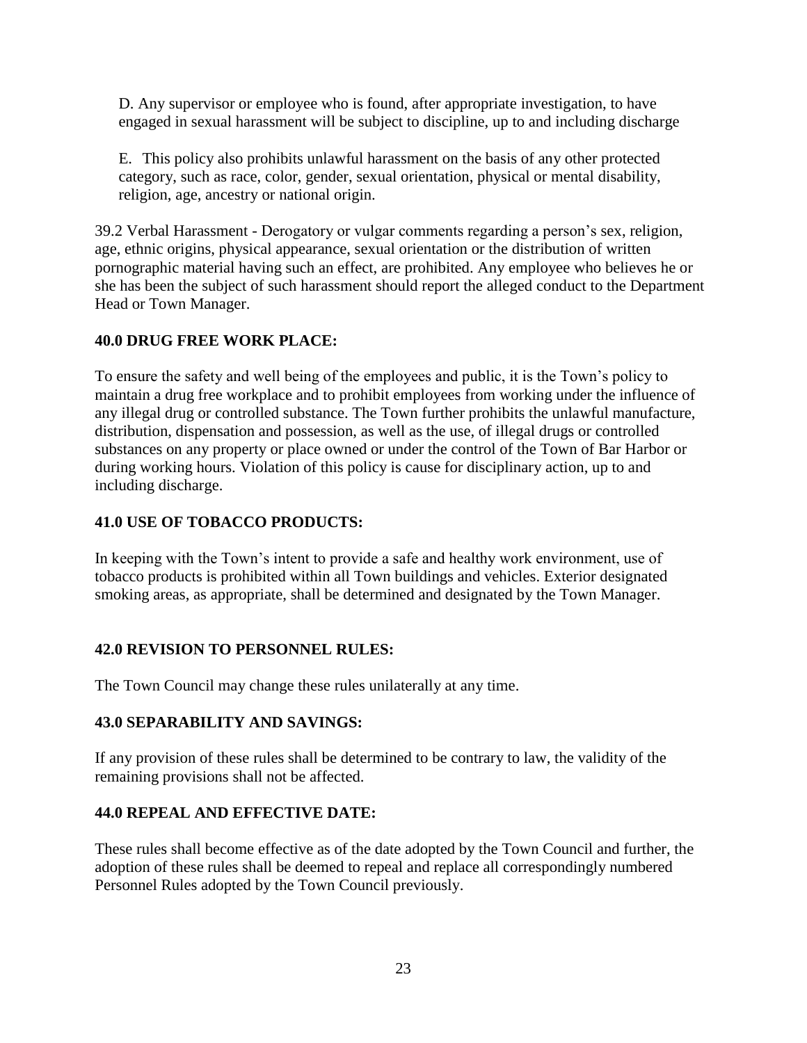D. Any supervisor or employee who is found, after appropriate investigation, to have engaged in sexual harassment will be subject to discipline, up to and including discharge

E. This policy also prohibits unlawful harassment on the basis of any other protected category, such as race, color, gender, sexual orientation, physical or mental disability, religion, age, ancestry or national origin.

39.2 Verbal Harassment - Derogatory or vulgar comments regarding a person's sex, religion, age, ethnic origins, physical appearance, sexual orientation or the distribution of written pornographic material having such an effect, are prohibited. Any employee who believes he or she has been the subject of such harassment should report the alleged conduct to the Department Head or Town Manager.

**40.0 DRUG FREE WORK PLACE:**

To ensure the safety and well being of the employees and public, it is the Town's policy to maintain a drug free workplace and to prohibit employees from working under the influence of any illegal drug or controlled substance. The Town further prohibits the unlawful manufacture, distribution, dispensation and possession, as well as the use, of illegal drugs or controlled substances on any property or place owned or under the control of the Town of Bar Harbor or during working hours. Violation of this policy is cause for disciplinary action, up to and including discharge.

**41.0 USE OF TOBACCO PRODUCTS:**

In keeping with the Town's intent to provide a safe and healthy work environment, use of tobacco products is prohibited within all Town buildings and vehicles. Exterior designated smoking areas, as appropriate, shall be determined and designated by the Town Manager.

**42.0 REVISION TO PERSONNEL RULES:**

The Town Council may change these rules unilaterally at any time.

**43.0 SEPARABILITY AND SAVINGS:**

If any provision of these rules shall be determined to be contrary to law, the validity of the remaining provisions shall not be affected.

**44.0 REPEAL AND EFFECTIVE DATE:**

These rules shall become effective as of the date adopted by the Town Council and further, the adoption of these rules shall be deemed to repeal and replace all correspondingly numbered Personnel Rules adopted by the Town Council previously.